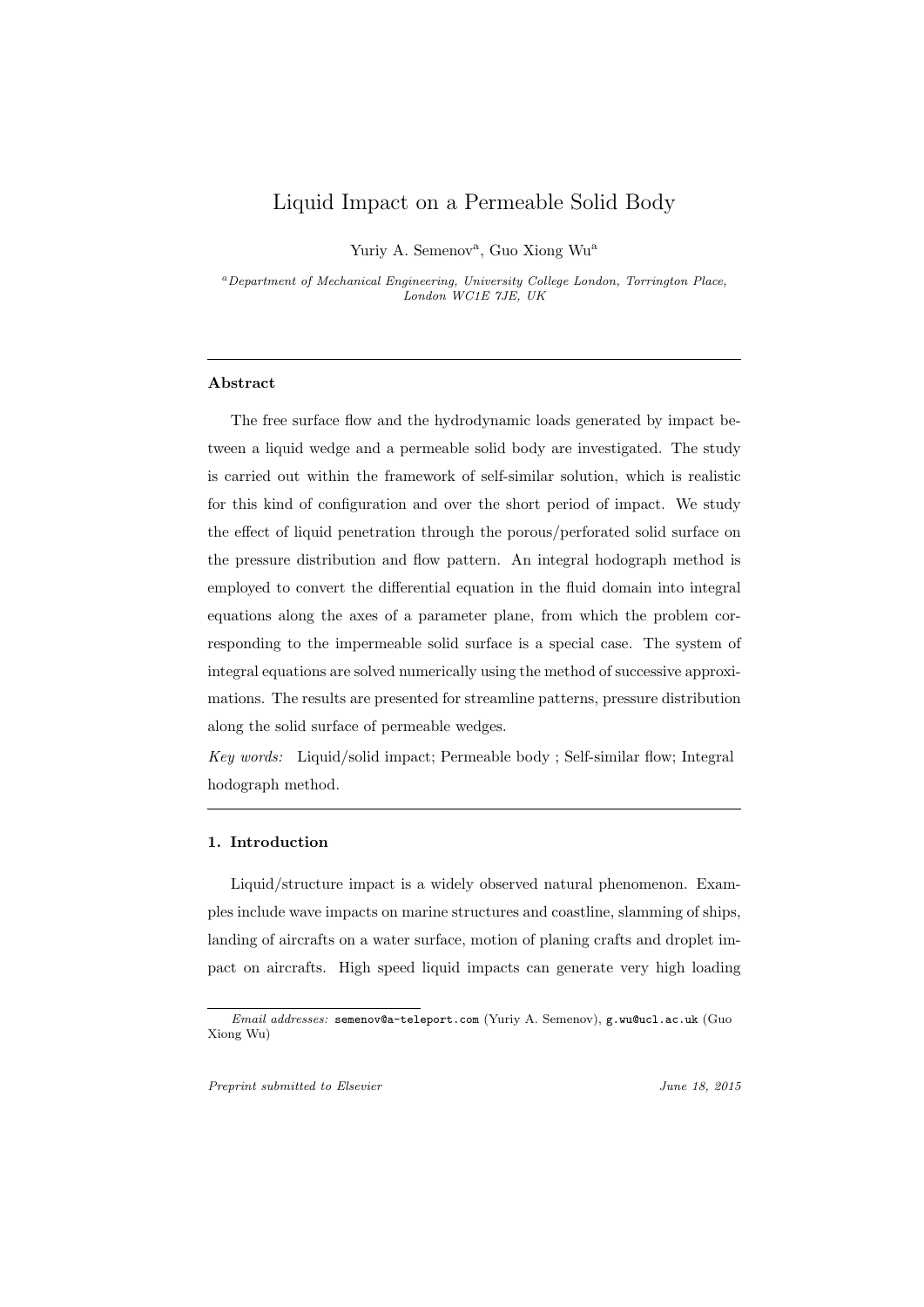# Liquid Impact on a Permeable Solid Body

Yuriy A. Semenov[a], Guo Xiong Wu[a]

[a] *Department of Mechanical Engineering, University College London, Torrington Place, London WC1E 7JE, UK*

---

## Abstract

The free surface flow and the hydrodynamic loads generated by impact between a liquid wedge and a permeable solid body are investigated. The study is carried out within the framework of self-similar solution, which is realistic for this kind of configuration and over the short period of impact. We study the effect of liquid penetration through the porous/perforated solid surface on the pressure distribution and flow pattern. An integral hodograph method is employed to convert the differential equation in the fluid domain into integral equations along the axes of a parameter plane, from which the problem corresponding to the impermeable solid surface is a special case. The system of integral equations are solved numerically using the method of successive approximations. The results are presented for streamline patterns, pressure distribution along the solid surface of permeable wedges.

*Key words:* Liquid/solid impact; Permeable body ; Self-similar flow; Integral hodograph method.

---

## 1. Introduction

Liquid/structure impact is a widely observed natural phenomenon. Examples include wave impacts on marine structures and coastline, slamming of ships, landing of aircrafts on a water surface, motion of planing crafts and droplet impact on aircrafts. High speed liquid impacts can generate very high loading

*Email addresses:* semenov@a-teleport.com (Yuriy A. Semenov), g.wu@ucl.ac.uk (Guo Xiong Wu)

*Preprint submitted to Elsevier* *June 18, 2015*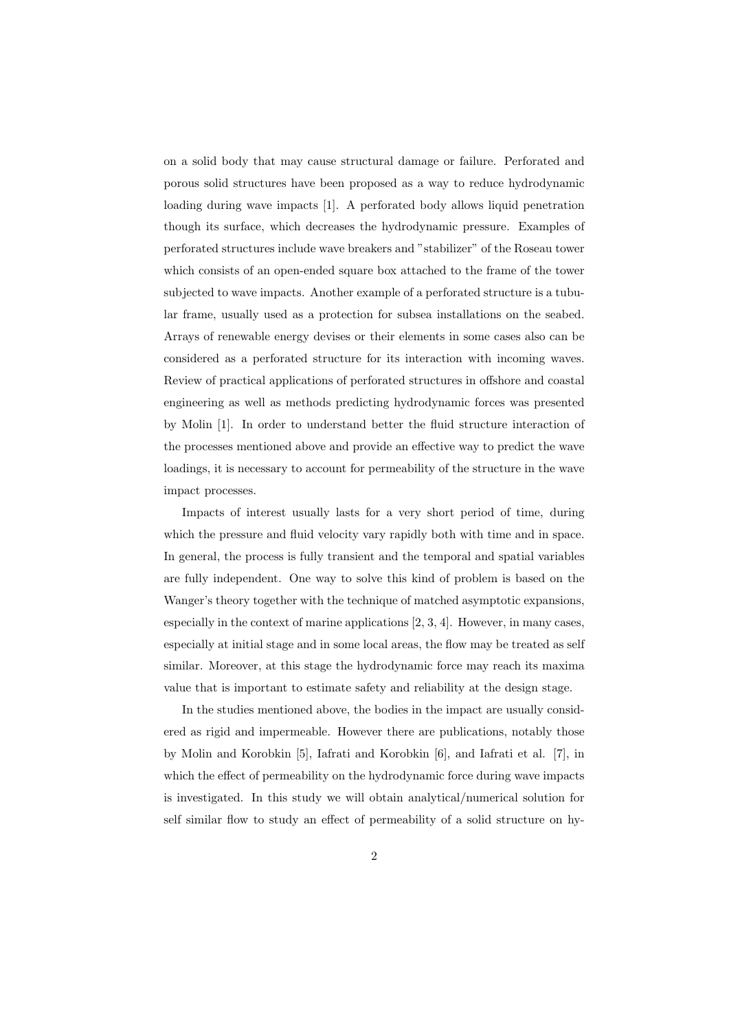on a solid body that may cause structural damage or failure. Perforated and porous solid structures have been proposed as a way to reduce hydrodynamic loading during wave impacts [1]. A perforated body allows liquid penetration though its surface, which decreases the hydrodynamic pressure. Examples of perforated structures include wave breakers and "stabilizer" of the Roseau tower which consists of an open-ended square box attached to the frame of the tower subjected to wave impacts. Another example of a perforated structure is a tubular frame, usually used as a protection for subsea installations on the seabed. Arrays of renewable energy devises or their elements in some cases also can be considered as a perforated structure for its interaction with incoming waves. Review of practical applications of perforated structures in offshore and coastal engineering as well as methods predicting hydrodynamic forces was presented by Molin [1]. In order to understand better the fluid structure interaction of the processes mentioned above and provide an effective way to predict the wave loadings, it is necessary to account for permeability of the structure in the wave impact processes.

Impacts of interest usually lasts for a very short period of time, during which the pressure and fluid velocity vary rapidly both with time and in space. In general, the process is fully transient and the temporal and spatial variables are fully independent. One way to solve this kind of problem is based on the Wanger's theory together with the technique of matched asymptotic expansions, especially in the context of marine applications [2, 3, 4]. However, in many cases, especially at initial stage and in some local areas, the flow may be treated as self similar. Moreover, at this stage the hydrodynamic force may reach its maxima value that is important to estimate safety and reliability at the design stage.

In the studies mentioned above, the bodies in the impact are usually considered as rigid and impermeable. However there are publications, notably those by Molin and Korobkin [5], Iafrati and Korobkin [6], and Iafrati et al. [7], in which the effect of permeability on the hydrodynamic force during wave impacts is investigated. In this study we will obtain analytical/numerical solution for self similar flow to study an effect of permeability of a solid structure on hy-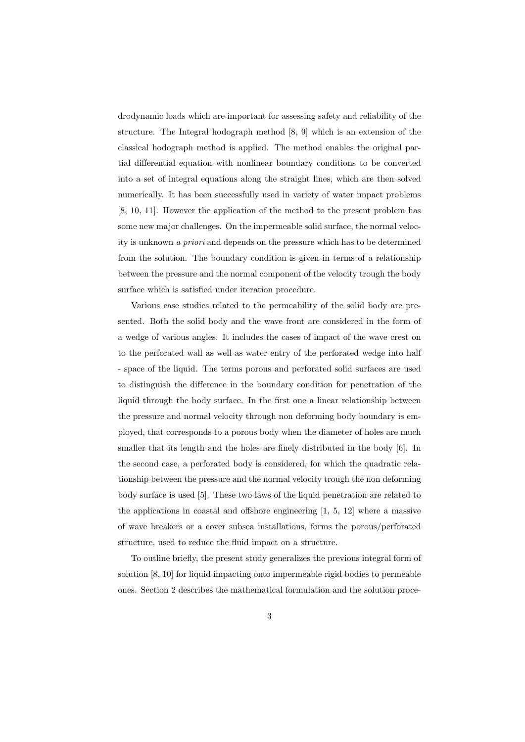drodynamic loads which are important for assessing safety and reliability of the structure. The Integral hodograph method [8, 9] which is an extension of the classical hodograph method is applied. The method enables the original partial differential equation with nonlinear boundary conditions to be converted into a set of integral equations along the straight lines, which are then solved numerically. It has been successfully used in variety of water impact problems [8, 10, 11]. However the application of the method to the present problem has some new major challenges. On the impermeable solid surface, the normal velocity is unknown *a priori* and depends on the pressure which has to be determined from the solution. The boundary condition is given in terms of a relationship between the pressure and the normal component of the velocity trough the body surface which is satisfied under iteration procedure.

Various case studies related to the permeability of the solid body are presented. Both the solid body and the wave front are considered in the form of a wedge of various angles. It includes the cases of impact of the wave crest on to the perforated wall as well as water entry of the perforated wedge into half - space of the liquid. The terms porous and perforated solid surfaces are used to distinguish the difference in the boundary condition for penetration of the liquid through the body surface. In the first one a linear relationship between the pressure and normal velocity through non deforming body boundary is employed, that corresponds to a porous body when the diameter of holes are much smaller that its length and the holes are finely distributed in the body [6]. In the second case, a perforated body is considered, for which the quadratic relationship between the pressure and the normal velocity trough the non deforming body surface is used [5]. These two laws of the liquid penetration are related to the applications in coastal and offshore engineering [1, 5, 12] where a massive of wave breakers or a cover subsea installations, forms the porous/perforated structure, used to reduce the fluid impact on a structure.

To outline briefly, the present study generalizes the previous integral form of solution [8, 10] for liquid impacting onto impermeable rigid bodies to permeable ones. Section 2 describes the mathematical formulation and the solution proce-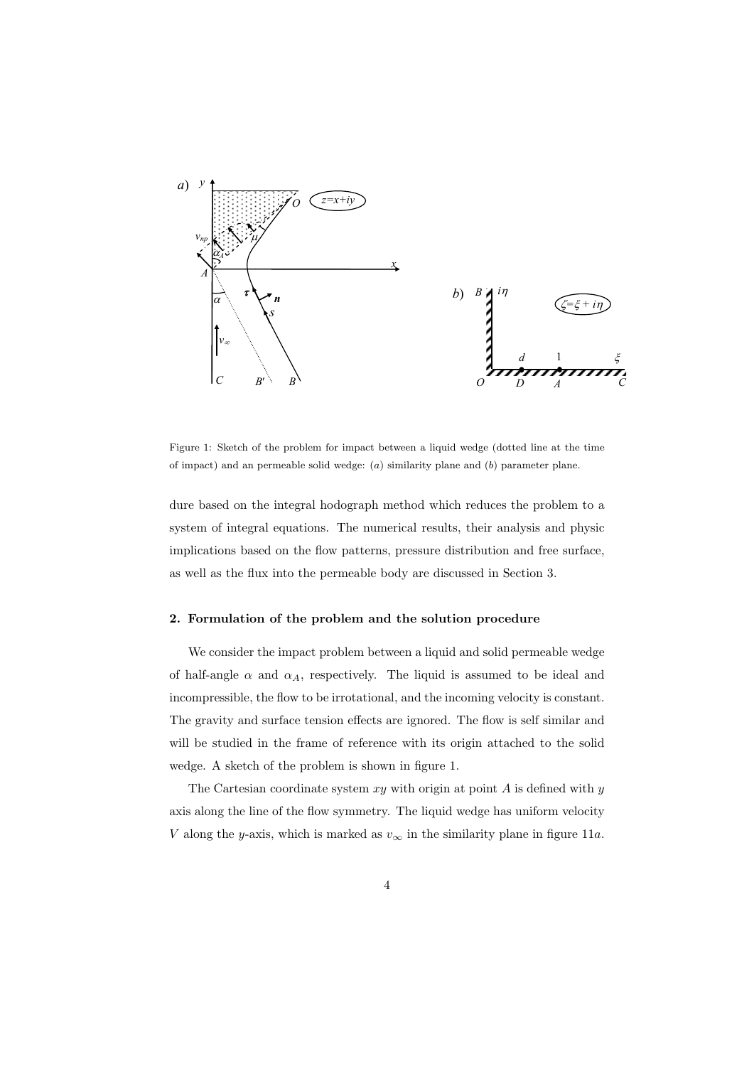Figure 1: Sketch of the problem for impact between a liquid wedge (dotted line at the time of impact) and an permeable solid wedge: (*a*) similarity plane and (*b*) parameter plane.

dure based on the integral hodograph method which reduces the problem to a system of integral equations. The numerical results, their analysis and physic implications based on the flow patterns, pressure distribution and free surface, as well as the flux into the permeable body are discussed in Section 3.

## 2. Formulation of the problem and the solution procedure

We consider the impact problem between a liquid and solid permeable wedge of half-angle $\alpha$ and $\alpha_A$, respectively. The liquid is assumed to be ideal and incompressible, the flow to be irrotational, and the incoming velocity is constant. The gravity and surface tension effects are ignored. The flow is self similar and will be studied in the frame of reference with its origin attached to the solid wedge. A sketch of the problem is shown in figure 1.

The Cartesian coordinate system $xy$ with origin at point $A$ is defined with $y$ axis along the line of the flow symmetry. The liquid wedge has uniform velocity $V$ along the $y$-axis, which is marked as $v_\infty$ in the similarity plane in figure 11*a*.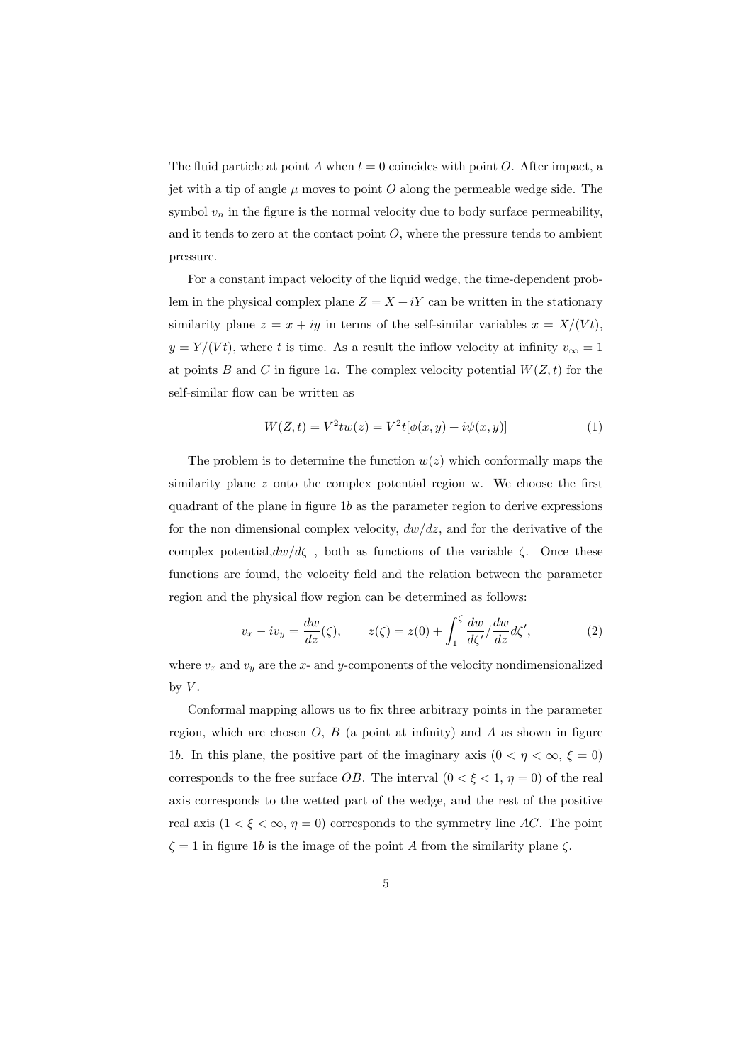The fluid particle at point $A$ when $t = 0$ coincides with point $O$. After impact, a jet with a tip of angle $\mu$ moves to point $O$ along the permeable wedge side. The symbol $v_n$ in the figure is the normal velocity due to body surface permeability, and it tends to zero at the contact point $O$, where the pressure tends to ambient pressure.

For a constant impact velocity of the liquid wedge, the time-dependent problem in the physical complex plane $Z = X + iY$ can be written in the stationary similarity plane $z = x + iy$ in terms of the self-similar variables $x = X/(Vt)$, $y = Y/(Vt)$, where $t$ is time. As a result the inflow velocity at infinity $v_\infty = 1$ at points $B$ and $C$ in figure 1$a$. The complex velocity potential $W(Z, t)$ for the self-similar flow can be written as

$$W(Z,t) = V^2 t w(z) = V^2 t[\phi(x,y) + i\psi(x,y)] \tag{1}$$

The problem is to determine the function $w(z)$ which conformally maps the similarity plane $z$ onto the complex potential region w. We choose the first quadrant of the plane in figure 1$b$ as the parameter region to derive expressions for the non dimensional complex velocity, $dw/dz$, and for the derivative of the complex potential,$dw/d\zeta$ , both as functions of the variable $\zeta$. Once these functions are found, the velocity field and the relation between the parameter region and the physical flow region can be determined as follows:

$$v_x - iv_y = \frac{dw}{dz}(\zeta), \qquad z(\zeta) = z(0) + \int_1^\zeta \frac{dw}{d\zeta'} / \frac{dw}{dz} d\zeta', \tag{2}$$

where $v_x$ and $v_y$ are the $x$- and $y$-components of the velocity nondimensionalized by $V$.

Conformal mapping allows us to fix three arbitrary points in the parameter region, which are chosen $O$, $B$ (a point at infinity) and $A$ as shown in figure 1$b$. In this plane, the positive part of the imaginary axis ($0 < \eta < \infty$, $\xi = 0$) corresponds to the free surface $OB$. The interval ($0 < \xi < 1$, $\eta = 0$) of the real axis corresponds to the wetted part of the wedge, and the rest of the positive real axis ($1 < \xi < \infty$, $\eta = 0$) corresponds to the symmetry line $AC$. The point $\zeta = 1$ in figure 1$b$ is the image of the point $A$ from the similarity plane $\zeta$.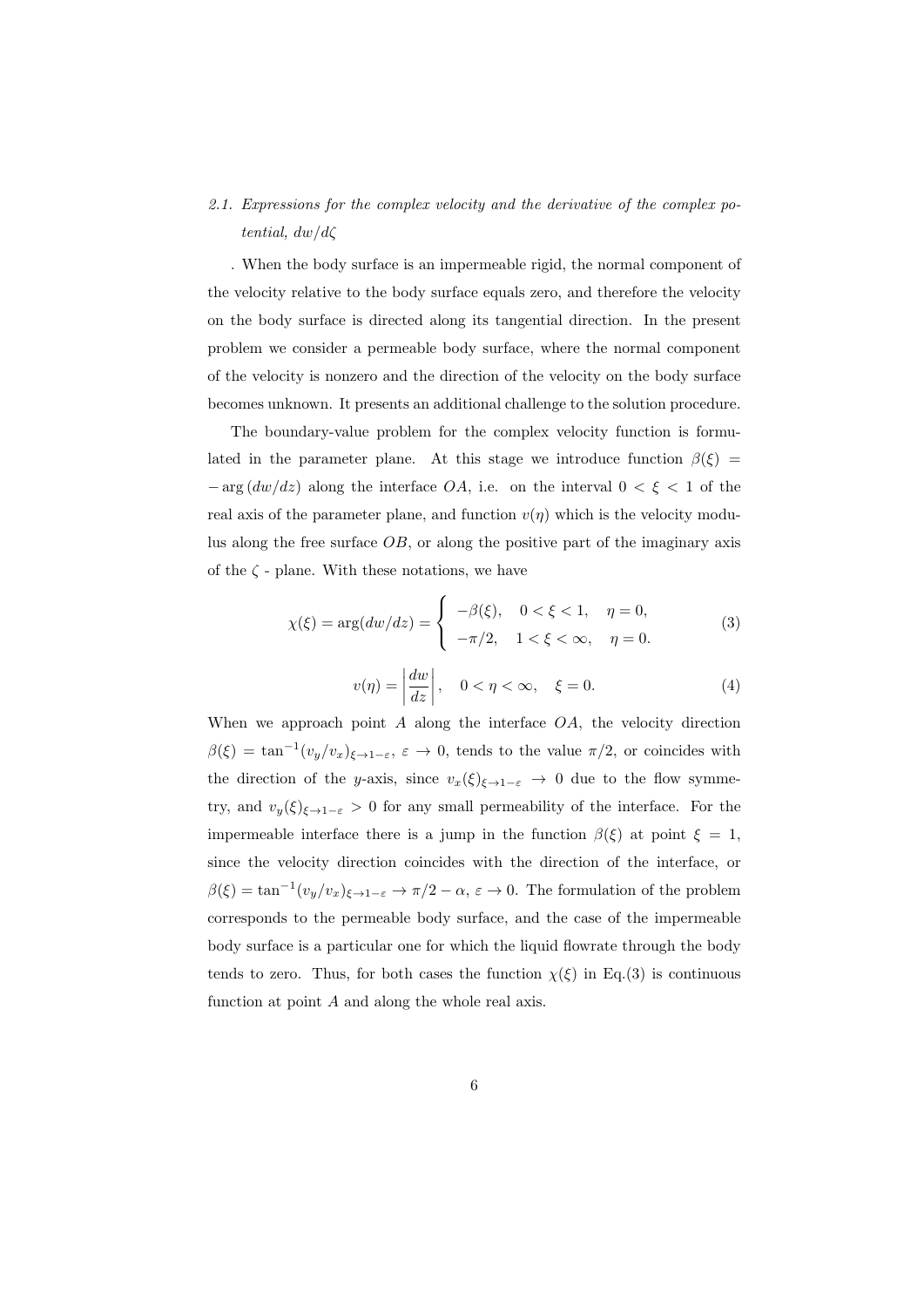### 2.1. *Expressions for the complex velocity and the derivative of the complex potential, $dw/d\zeta$*

. When the body surface is an impermeable rigid, the normal component of the velocity relative to the body surface equals zero, and therefore the velocity on the body surface is directed along its tangential direction. In the present problem we consider a permeable body surface, where the normal component of the velocity is nonzero and the direction of the velocity on the body surface becomes unknown. It presents an additional challenge to the solution procedure.

The boundary-value problem for the complex velocity function is formulated in the parameter plane. At this stage we introduce function $\beta(\xi) = -\arg(dw/dz)$ along the interface $OA$, i.e. on the interval $0 < \xi < 1$ of the real axis of the parameter plane, and function $v(\eta)$ which is the velocity modulus along the free surface $OB$, or along the positive part of the imaginary axis of the $\zeta$ - plane. With these notations, we have

$$\chi(\xi) = \arg(dw/dz) = \begin{cases} -\beta(\xi), & 0 < \xi < 1, \quad \eta = 0, \\ -\pi/2, & 1 < \xi < \infty, \quad \eta = 0. \end{cases} \tag{3}$$

$$v(\eta) = \left| \frac{dw}{dz} \right|, \quad 0 < \eta < \infty, \quad \xi = 0. \tag{4}$$

When we approach point $A$ along the interface $OA$, the velocity direction $\beta(\xi) = \tan^{-1}(v_y/v_x)_{\xi \to 1-\varepsilon}$, $\varepsilon \to 0$, tends to the value $\pi/2$, or coincides with the direction of the $y$-axis, since $v_x(\xi)_{\xi \to 1-\varepsilon} \to 0$ due to the flow symmetry, and $v_y(\xi)_{\xi \to 1-\varepsilon} > 0$ for any small permeability of the interface. For the impermeable interface there is a jump in the function $\beta(\xi)$ at point $\xi = 1$, since the velocity direction coincides with the direction of the interface, or $\beta(\xi) = \tan^{-1}(v_y/v_x)_{\xi \to 1-\varepsilon} \to \pi/2 - \alpha$, $\varepsilon \to 0$. The formulation of the problem corresponds to the permeable body surface, and the case of the impermeable body surface is a particular one for which the liquid flowrate through the body tends to zero. Thus, for both cases the function $\chi(\xi)$ in Eq.(3) is continuous function at point $A$ and along the whole real axis.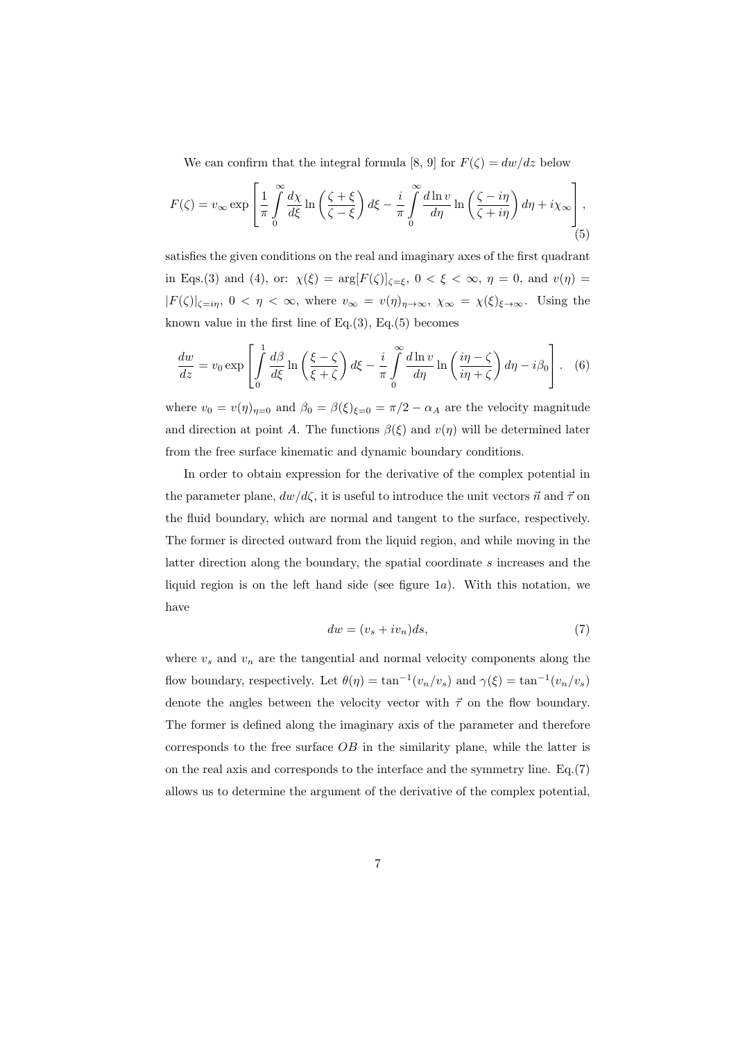We can confirm that the integral formula [8, 9] for $F(\zeta) = dw/dz$ below

$$F(\zeta) = v_\infty \exp\left[\frac{1}{\pi}\int_0^\infty \frac{d\chi}{d\xi}\ln\left(\frac{\zeta+\xi}{\zeta-\xi}\right)d\xi - \frac{i}{\pi}\int_0^\infty \frac{d\ln v}{d\eta}\ln\left(\frac{\zeta-i\eta}{\zeta+i\eta}\right)d\eta + i\chi_\infty\right], \tag{5}$$

satisfies the given conditions on the real and imaginary axes of the first quadrant in Eqs.(3) and (4), or: $\chi(\xi) = \arg[F(\zeta)]_{\zeta=\xi}$, $0 < \xi < \infty$, $\eta = 0$, and $v(\eta) = |F(\zeta)|_{\zeta=i\eta}$, $0 < \eta < \infty$, where $v_\infty = v(\eta)_{\eta\to\infty}$, $\chi_\infty = \chi(\xi)_{\xi\to\infty}$. Using the known value in the first line of Eq.(3), Eq.(5) becomes

$$\frac{dw}{dz} = v_0 \exp\left[\int_0^1 \frac{d\beta}{d\xi}\ln\left(\frac{\xi-\zeta}{\xi+\zeta}\right)d\xi - \frac{i}{\pi}\int_0^\infty \frac{d\ln v}{d\eta}\ln\left(\frac{i\eta-\zeta}{i\eta+\zeta}\right)d\eta - i\beta_0\right]. \tag{6}$$

where $v_0 = v(\eta)_{\eta=0}$ and $\beta_0 = \beta(\xi)_{\xi=0} = \pi/2 - \alpha_A$ are the velocity magnitude and direction at point $A$. The functions $\beta(\xi)$ and $v(\eta)$ will be determined later from the free surface kinematic and dynamic boundary conditions.

In order to obtain expression for the derivative of the complex potential in the parameter plane, $dw/d\zeta$, it is useful to introduce the unit vectors $\vec{n}$ and $\vec{\tau}$ on the fluid boundary, which are normal and tangent to the surface, respectively. The former is directed outward from the liquid region, and while moving in the latter direction along the boundary, the spatial coordinate $s$ increases and the liquid region is on the left hand side (see figure 1$a$). With this notation, we have

$$dw = (v_s + iv_n)ds, \tag{7}$$

where $v_s$ and $v_n$ are the tangential and normal velocity components along the flow boundary, respectively. Let $\theta(\eta) = \tan^{-1}(v_n/v_s)$ and $\gamma(\xi) = \tan^{-1}(v_n/v_s)$ denote the angles between the velocity vector with $\vec{\tau}$ on the flow boundary. The former is defined along the imaginary axis of the parameter and therefore corresponds to the free surface $OB$ in the similarity plane, while the latter is on the real axis and corresponds to the interface and the symmetry line. Eq.(7) allows us to determine the argument of the derivative of the complex potential,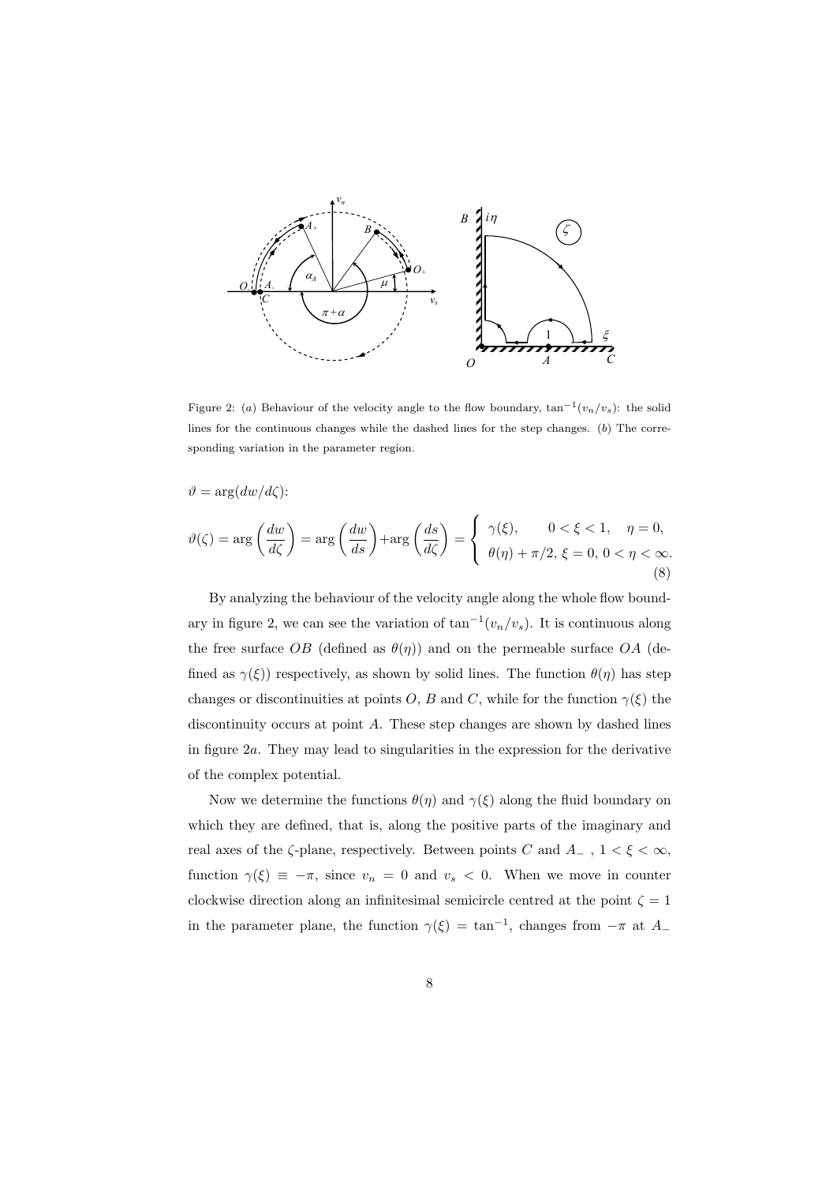Figure 2: (*a*) Behaviour of the velocity angle to the flow boundary, $\tan^{-1}(v_n/v_s)$: the solid lines for the continuous changes while the dashed lines for the step changes. (*b*) The corresponding variation in the parameter region.

$\vartheta = \arg(dw/d\zeta)$:

$$\vartheta(\zeta) = \arg\left(\frac{dw}{d\zeta}\right) = \arg\left(\frac{dw}{ds}\right) + \arg\left(\frac{ds}{d\zeta}\right) = \begin{cases} \gamma(\xi), & 0 < \xi < 1, \quad \eta = 0, \\ \theta(\eta) + \pi/2, & \xi = 0, \ 0 < \eta < \infty. \end{cases} \tag{8}$$

By analyzing the behaviour of the velocity angle along the whole flow boundary in figure 2, we can see the variation of $\tan^{-1}(v_n/v_s)$. It is continuous along the free surface $OB$ (defined as $\theta(\eta)$) and on the permeable surface $OA$ (defined as $\gamma(\xi)$) respectively, as shown by solid lines. The function $\theta(\eta)$ has step changes or discontinuities at points $O$, $B$ and $C$, while for the function $\gamma(\xi)$ the discontinuity occurs at point $A$. These step changes are shown by dashed lines in figure 2*a*. They may lead to singularities in the expression for the derivative of the complex potential.

Now we determine the functions $\theta(\eta)$ and $\gamma(\xi)$ along the fluid boundary on which they are defined, that is, along the positive parts of the imaginary and real axes of the $\zeta$-plane, respectively. Between points $C$ and $A_-$ , $1 < \xi < \infty$, function $\gamma(\xi) \equiv -\pi$, since $v_n = 0$ and $v_s < 0$. When we move in counter clockwise direction along an infinitesimal semicircle centred at the point $\zeta = 1$ in the parameter plane, the function $\gamma(\xi) = \tan^{-1}$, changes from $-\pi$ at $A_-$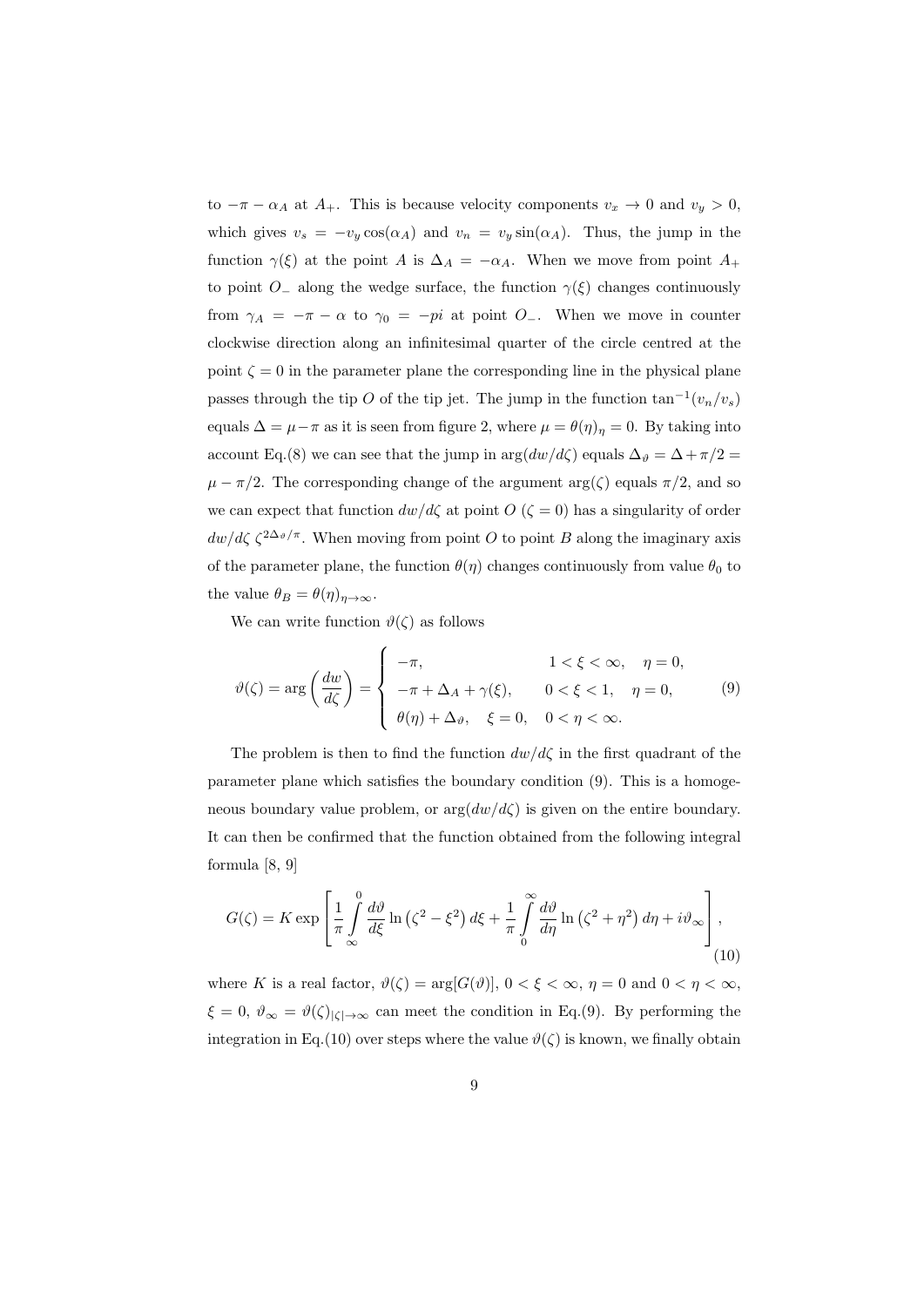to $-\pi - \alpha_A$ at $A_+$. This is because velocity components $v_x \to 0$ and $v_y > 0$, which gives $v_s = -v_y \cos(\alpha_A)$ and $v_n = v_y \sin(\alpha_A)$. Thus, the jump in the function $\gamma(\xi)$ at the point $A$ is $\Delta_A = -\alpha_A$. When we move from point $A_+$ to point $O_-$ along the wedge surface, the function $\gamma(\xi)$ changes continuously from $\gamma_A = -\pi - \alpha$ to $\gamma_0 = -pi$ at point $O_-$. When we move in counter clockwise direction along an infinitesimal quarter of the circle centred at the point $\zeta = 0$ in the parameter plane the corresponding line in the physical plane passes through the tip $O$ of the tip jet. The jump in the function $\tan^{-1}(v_n/v_s)$ equals $\Delta = \mu - \pi$ as it is seen from figure 2, where $\mu = \theta(\eta)_\eta = 0$. By taking into account Eq.(8) we can see that the jump in $\arg(dw/d\zeta)$ equals $\Delta_\vartheta = \Delta + \pi/2 = \mu - \pi/2$. The corresponding change of the argument $\arg(\zeta)$ equals $\pi/2$, and so we can expect that function $dw/d\zeta$ at point $O$ ($\zeta = 0$) has a singularity of order $dw/d\zeta\ \zeta^{2\Delta_\vartheta/\pi}$. When moving from point $O$ to point $B$ along the imaginary axis of the parameter plane, the function $\theta(\eta)$ changes continuously from value $\theta_0$ to the value $\theta_B = \theta(\eta)_{\eta \to \infty}$.

We can write function $\vartheta(\zeta)$ as follows

$$
\vartheta(\zeta) = \arg\left(\frac{dw}{d\zeta}\right) = \begin{cases} -\pi, & 1 < \xi < \infty, \quad \eta = 0, \\ -\pi + \Delta_A + \gamma(\xi), & 0 < \xi < 1, \quad \eta = 0, \\ \theta(\eta) + \Delta_\vartheta, \quad \xi = 0, \quad 0 < \eta < \infty. \end{cases} \tag{9}
$$

The problem is then to find the function $dw/d\zeta$ in the first quadrant of the parameter plane which satisfies the boundary condition (9). This is a homogeneous boundary value problem, or $\arg(dw/d\zeta)$ is given on the entire boundary. It can then be confirmed that the function obtained from the following integral formula [8, 9]

$$
G(\zeta) = K \exp\left[\frac{1}{\pi}\int_{\infty}^{0} \frac{d\vartheta}{d\xi} \ln\left(\zeta^2 - \xi^2\right) d\xi + \frac{1}{\pi}\int_{0}^{\infty} \frac{d\vartheta}{d\eta} \ln\left(\zeta^2 + \eta^2\right) d\eta + i\vartheta_\infty\right], \tag{10}
$$

where $K$ is a real factor, $\vartheta(\zeta) = \arg[G(\vartheta)]$, $0 < \xi < \infty$, $\eta = 0$ and $0 < \eta < \infty$, $\xi = 0$, $\vartheta_\infty = \vartheta(\zeta)_{|\zeta| \to \infty}$ can meet the condition in Eq.(9). By performing the integration in Eq.(10) over steps where the value $\vartheta(\zeta)$ is known, we finally obtain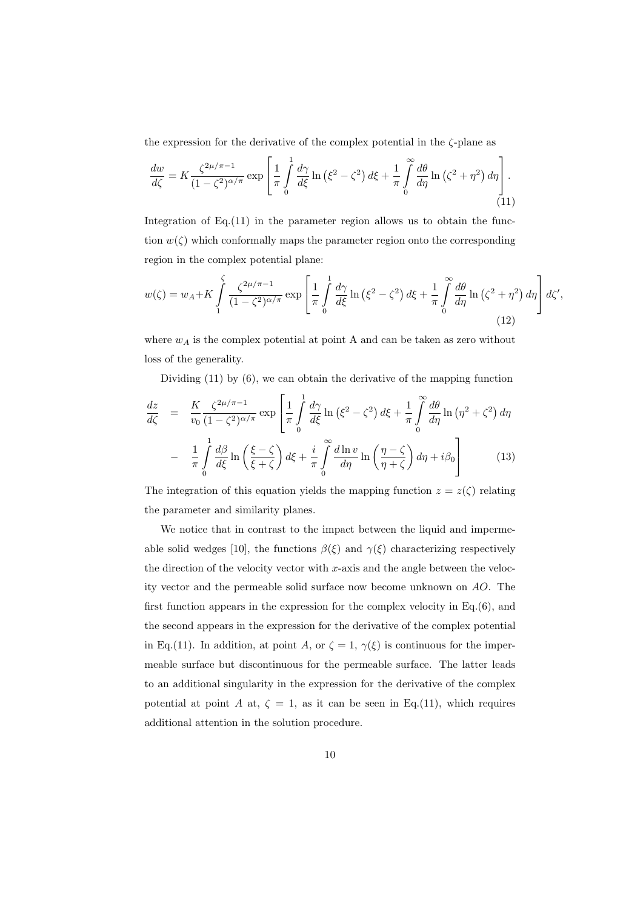the expression for the derivative of the complex potential in the $\zeta$-plane as

$$\frac{dw}{d\zeta} = K\frac{\zeta^{2\mu/\pi-1}}{(1-\zeta^2)^{\alpha/\pi}}\exp\left[\frac{1}{\pi}\int_0^1 \frac{d\gamma}{d\xi}\ln\left(\xi^2-\zeta^2\right)d\xi + \frac{1}{\pi}\int_0^\infty \frac{d\theta}{d\eta}\ln\left(\zeta^2+\eta^2\right)d\eta\right]. \tag{11}$$

Integration of Eq.(11) in the parameter region allows us to obtain the function $w(\zeta)$ which conformally maps the parameter region onto the corresponding region in the complex potential plane:

$$w(\zeta) = w_A + K\int_1^\zeta \frac{\zeta^{2\mu/\pi-1}}{(1-\zeta^2)^{\alpha/\pi}}\exp\left[\frac{1}{\pi}\int_0^1 \frac{d\gamma}{d\xi}\ln\left(\xi^2-\zeta^2\right)d\xi + \frac{1}{\pi}\int_0^\infty \frac{d\theta}{d\eta}\ln\left(\zeta^2+\eta^2\right)d\eta\right]d\zeta', \tag{12}$$

where $w_A$ is the complex potential at point A and can be taken as zero without loss of the generality.

Dividing (11) by (6), we can obtain the derivative of the mapping function

$$\begin{aligned}\frac{dz}{d\zeta} &= \frac{K}{v_0}\frac{\zeta^{2\mu/\pi-1}}{(1-\zeta^2)^{\alpha/\pi}}\exp\left[\frac{1}{\pi}\int_0^1 \frac{d\gamma}{d\xi}\ln\left(\xi^2-\zeta^2\right)d\xi + \frac{1}{\pi}\int_0^\infty \frac{d\theta}{d\eta}\ln\left(\eta^2+\zeta^2\right)d\eta\right.\\ &- \left.\frac{1}{\pi}\int_0^1 \frac{d\beta}{d\xi}\ln\left(\frac{\xi-\zeta}{\xi+\zeta}\right)d\xi + \frac{i}{\pi}\int_0^\infty \frac{d\ln v}{d\eta}\ln\left(\frac{\eta-\zeta}{\eta+\zeta}\right)d\eta + i\beta_0\right]\end{aligned} \tag{13}$$

The integration of this equation yields the mapping function $z = z(\zeta)$ relating the parameter and similarity planes.

We notice that in contrast to the impact between the liquid and impermeable solid wedges [10], the functions $\beta(\xi)$ and $\gamma(\xi)$ characterizing respectively the direction of the velocity vector with $x$-axis and the angle between the velocity vector and the permeable solid surface now become unknown on $AO$. The first function appears in the expression for the complex velocity in Eq.(6), and the second appears in the expression for the derivative of the complex potential in Eq.(11). In addition, at point $A$, or $\zeta = 1$, $\gamma(\xi)$ is continuous for the impermeable surface but discontinuous for the permeable surface. The latter leads to an additional singularity in the expression for the derivative of the complex potential at point $A$ at, $\zeta = 1$, as it can be seen in Eq.(11), which requires additional attention in the solution procedure.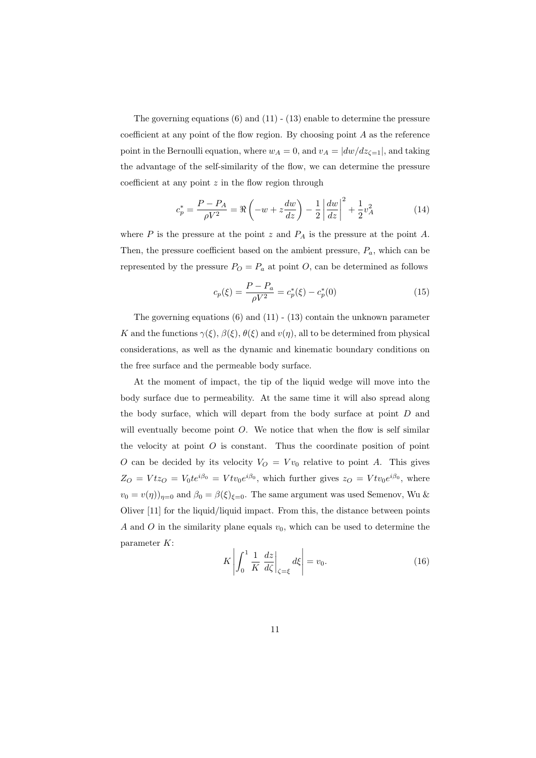The governing equations (6) and (11) - (13) enable to determine the pressure coefficient at any point of the flow region. By choosing point $A$ as the reference point in the Bernoulli equation, where $w_A = 0$, and $v_A = |dw/dz_{\zeta=1}|$, and taking the advantage of the self-similarity of the flow, we can determine the pressure coefficient at any point $z$ in the flow region through

$$c_p^* = \frac{P - P_A}{\rho V^2} = \Re\left(-w + z\frac{dw}{dz}\right) - \frac{1}{2}\left|\frac{dw}{dz}\right|^2 + \frac{1}{2}v_A^2 \tag{14}$$

where $P$ is the pressure at the point $z$ and $P_A$ is the pressure at the point $A$. Then, the pressure coefficient based on the ambient pressure, $P_a$, which can be represented by the pressure $P_O = P_a$ at point $O$, can be determined as follows

$$c_p(\xi) = \frac{P - P_a}{\rho V^2} = c_p^*(\xi) - c_p^*(0) \tag{15}$$

The governing equations (6) and (11) - (13) contain the unknown parameter $K$ and the functions $\gamma(\xi)$, $\beta(\xi)$, $\theta(\xi)$ and $v(\eta)$, all to be determined from physical considerations, as well as the dynamic and kinematic boundary conditions on the free surface and the permeable body surface.

At the moment of impact, the tip of the liquid wedge will move into the body surface due to permeability. At the same time it will also spread along the body surface, which will depart from the body surface at point $D$ and will eventually become point $O$. We notice that when the flow is self similar the velocity at point $O$ is constant. Thus the coordinate position of point $O$ can be decided by its velocity $V_O = Vv_0$ relative to point $A$. This gives $Z_O = Vtz_O = V_0te^{i\beta_0} = Vtv_0e^{i\beta_0}$, which further gives $z_O = Vtv_0e^{i\beta_0}$, where $v_0 = v(\eta))_{\eta=0}$ and $\beta_0 = \beta(\xi)_{\xi=0}$. The same argument was used Semenov, Wu & Oliver [11] for the liquid/liquid impact. From this, the distance between points $A$ and $O$ in the similarity plane equals $v_0$, which can be used to determine the parameter $K$:

$$K\left|\int_0^1 \frac{1}{K}\left.\frac{dz}{d\zeta}\right|_{\zeta=\xi} d\xi\right| = v_0. \tag{16}$$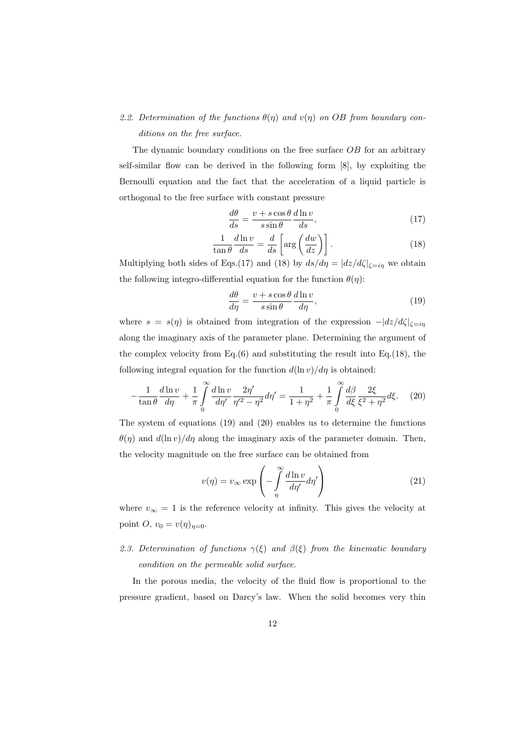*2.2. Determination of the functions $\theta(\eta)$ and $v(\eta)$ on $OB$ from boundary conditions on the free surface.*

The dynamic boundary conditions on the free surface $OB$ for an arbitrary self-similar flow can be derived in the following form [8], by exploiting the Bernoulli equation and the fact that the acceleration of a liquid particle is orthogonal to the free surface with constant pressure

$$\frac{d\theta}{ds} = \frac{v + s\cos\theta}{s\sin\theta}\frac{d\ln v}{ds}, \tag{17}$$

$$\frac{1}{\tan\theta}\frac{d\ln v}{ds} = \frac{d}{ds}\left[\arg\left(\frac{dw}{dz}\right)\right]. \tag{18}$$

Multiplying both sides of Eqs.(17) and (18) by $ds/d\eta = |dz/d\zeta|_{\zeta=i\eta}$ we obtain the following integro-differential equation for the function $\theta(\eta)$:

$$\frac{d\theta}{d\eta} = \frac{v + s\cos\theta}{s\sin\theta}\frac{d\ln v}{d\eta}, \tag{19}$$

where $s = s(\eta)$ is obtained from integration of the expression $-|dz/d\zeta|_{\zeta=i\eta}$ along the imaginary axis of the parameter plane. Determining the argument of the complex velocity from Eq.(6) and substituting the result into Eq.(18), the following integral equation for the function $d(\ln v)/d\eta$ is obtained:

$$-\frac{1}{\tan\theta}\frac{d\ln v}{d\eta} + \frac{1}{\pi}\int\limits_0^\infty \frac{d\ln v}{d\eta'}\frac{2\eta'}{\eta'^2 - \eta^2}d\eta' = \frac{1}{1+\eta^2} + \frac{1}{\pi}\int\limits_0^\infty \frac{d\beta}{d\xi}\frac{2\xi}{\xi^2+\eta^2}d\xi. \tag{20}$$

The system of equations (19) and (20) enables us to determine the functions $\theta(\eta)$ and $d(\ln v)/d\eta$ along the imaginary axis of the parameter domain. Then, the velocity magnitude on the free surface can be obtained from

$$v(\eta) = v_\infty \exp\left(-\int\limits_\eta^\infty \frac{d\ln v}{d\eta'}d\eta'\right) \tag{21}$$

where $v_\infty = 1$ is the reference velocity at infinity. This gives the velocity at point $O$, $v_0 = v(\eta)_{\eta=0}$.

*2.3. Determination of functions $\gamma(\xi)$ and $\beta(\xi)$ from the kinematic boundary condition on the permeable solid surface.*

In the porous media, the velocity of the fluid flow is proportional to the pressure gradient, based on Darcy's law. When the solid becomes very thin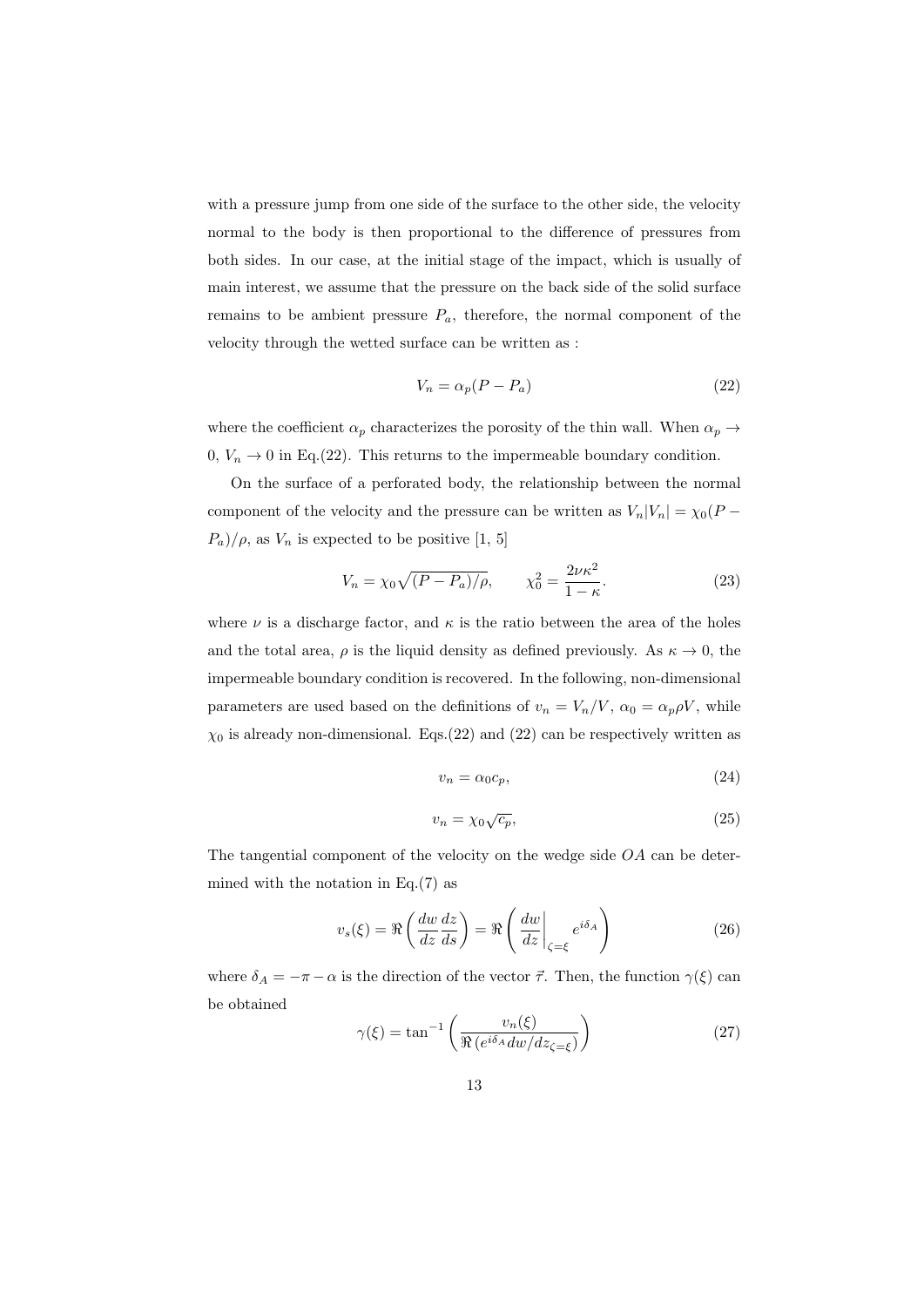with a pressure jump from one side of the surface to the other side, the velocity normal to the body is then proportional to the difference of pressures from both sides. In our case, at the initial stage of the impact, which is usually of main interest, we assume that the pressure on the back side of the solid surface remains to be ambient pressure $P_a$, therefore, the normal component of the velocity through the wetted surface can be written as :

$$V_n = \alpha_p (P - P_a) \tag{22}$$

where the coefficient $\alpha_p$ characterizes the porosity of the thin wall. When $\alpha_p \to 0$, $V_n \to 0$ in Eq.(22). This returns to the impermeable boundary condition.

On the surface of a perforated body, the relationship between the normal component of the velocity and the pressure can be written as $V_n|V_n| = \chi_0(P - P_a)/\rho$, as $V_n$ is expected to be positive [1, 5]

$$V_n = \chi_0 \sqrt{(P - P_a)/\rho}, \qquad \chi_0^2 = \frac{2\nu\kappa^2}{1-\kappa}. \tag{23}$$

where $\nu$ is a discharge factor, and $\kappa$ is the ratio between the area of the holes and the total area, $\rho$ is the liquid density as defined previously. As $\kappa \to 0$, the impermeable boundary condition is recovered. In the following, non-dimensional parameters are used based on the definitions of $v_n = V_n/V$, $\alpha_0 = \alpha_p \rho V$, while $\chi_0$ is already non-dimensional. Eqs.(22) and (22) can be respectively written as

$$v_n = \alpha_0 c_p, \tag{24}$$

$$v_n = \chi_0 \sqrt{c_p}, \tag{25}$$

The tangential component of the velocity on the wedge side $OA$ can be determined with the notation in Eq.(7) as

$$v_s(\xi) = \Re\left(\frac{dw}{dz}\frac{dz}{ds}\right) = \Re\left(\left.\frac{dw}{dz}\right|_{\zeta=\xi} e^{i\delta_A}\right) \tag{26}$$

where $\delta_A = -\pi - \alpha$ is the direction of the vector $\vec{\tau}$. Then, the function $\gamma(\xi)$ can be obtained

$$\gamma(\xi) = \tan^{-1}\left(\frac{v_n(\xi)}{\Re\left(e^{i\delta_A} dw/dz_{\zeta=\xi}\right)}\right) \tag{27}$$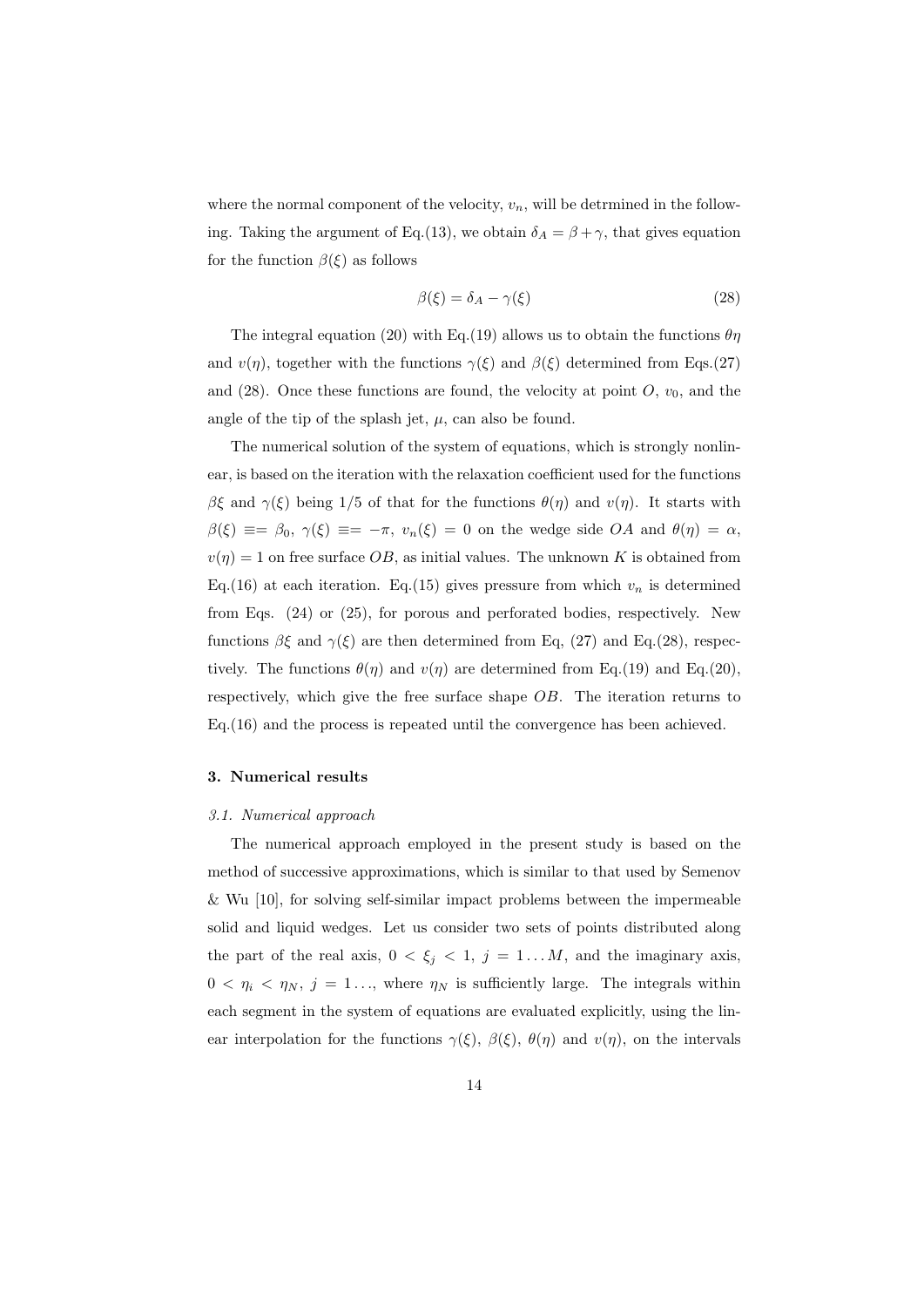where the normal component of the velocity, $v_n$, will be detrmined in the following. Taking the argument of Eq.(13), we obtain $\delta_A = \beta + \gamma$, that gives equation for the function $\beta(\xi)$ as follows

$$\beta(\xi) = \delta_A - \gamma(\xi) \tag{28}$$

The integral equation (20) with Eq.(19) allows us to obtain the functions $\theta\eta$ and $v(\eta)$, together with the functions $\gamma(\xi)$ and $\beta(\xi)$ determined from Eqs.(27) and (28). Once these functions are found, the velocity at point $O$, $v_0$, and the angle of the tip of the splash jet, $\mu$, can also be found.

The numerical solution of the system of equations, which is strongly nonlinear, is based on the iteration with the relaxation coefficient used for the functions $\beta\xi$ and $\gamma(\xi)$ being 1/5 of that for the functions $\theta(\eta)$ and $v(\eta)$. It starts with $\beta(\xi) \equiv= \beta_0$, $\gamma(\xi) \equiv= -\pi$, $v_n(\xi) = 0$ on the wedge side $OA$ and $\theta(\eta) = \alpha$, $v(\eta) = 1$ on free surface $OB$, as initial values. The unknown $K$ is obtained from Eq.(16) at each iteration. Eq.(15) gives pressure from which $v_n$ is determined from Eqs. (24) or (25), for porous and perforated bodies, respectively. New functions $\beta\xi$ and $\gamma(\xi)$ are then determined from Eq, (27) and Eq.(28), respectively. The functions $\theta(\eta)$ and $v(\eta)$ are determined from Eq.(19) and Eq.(20), respectively, which give the free surface shape $OB$. The iteration returns to Eq.(16) and the process is repeated until the convergence has been achieved.

## 3. Numerical results

### *3.1. Numerical approach*

The numerical approach employed in the present study is based on the method of successive approximations, which is similar to that used by Semenov & Wu [10], for solving self-similar impact problems between the impermeable solid and liquid wedges. Let us consider two sets of points distributed along the part of the real axis, $0 < \xi_j < 1$, $j = 1 \ldots M$, and the imaginary axis, $0 < \eta_i < \eta_N$, $j = 1 \ldots$, where $\eta_N$ is sufficiently large. The integrals within each segment in the system of equations are evaluated explicitly, using the linear interpolation for the functions $\gamma(\xi)$, $\beta(\xi)$, $\theta(\eta)$ and $v(\eta)$, on the intervals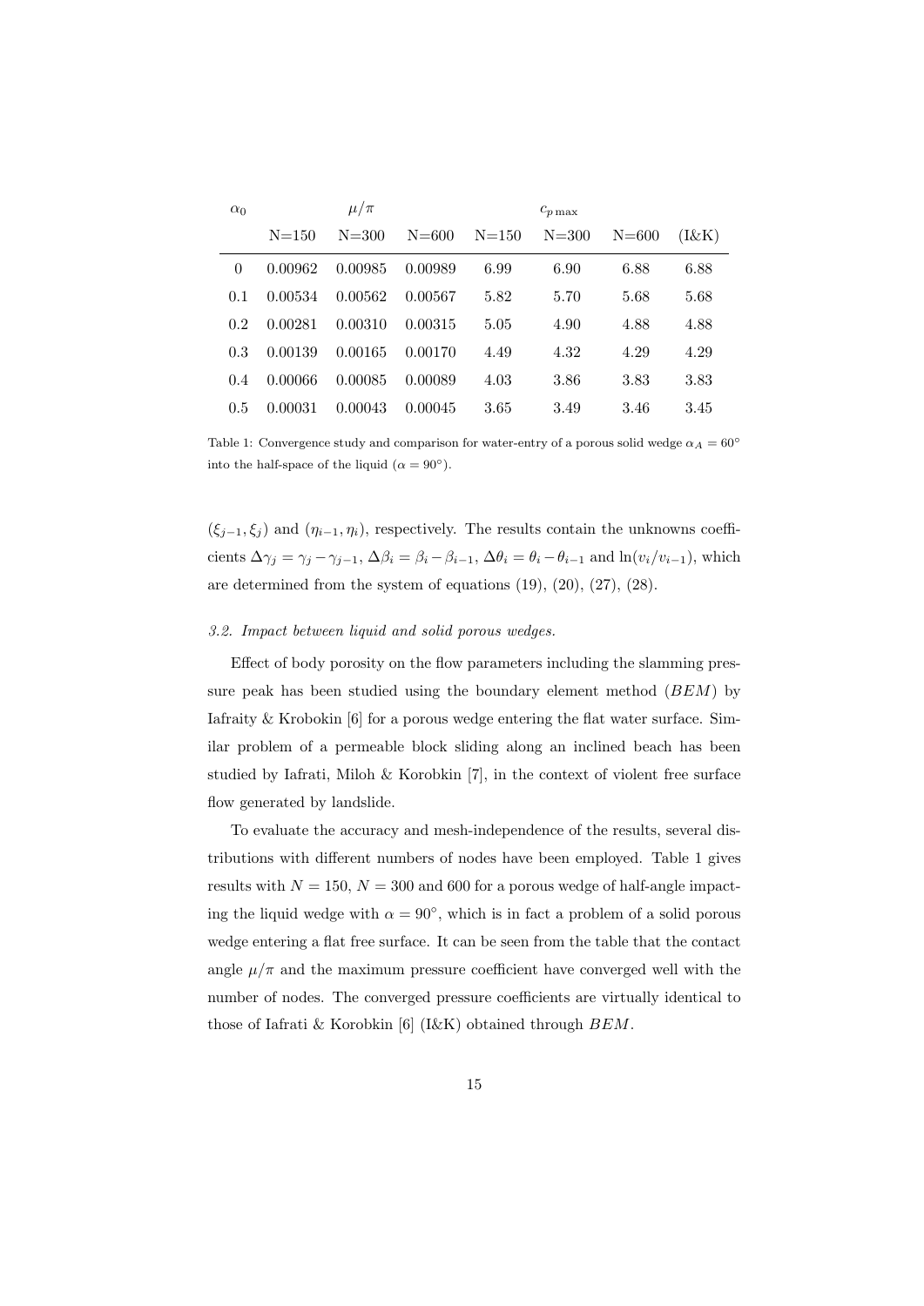| $\alpha_0$ | $\mu/\pi$ | | | $c_{p\max}$ | | | |
|---|---|---|---|---|---|---|---|
| | N=150 | N=300 | N=600 | N=150 | N=300 | N=600 | (I&K) |
| 0 | 0.00962 | 0.00985 | 0.00989 | 6.99 | 6.90 | 6.88 | 6.88 |
| 0.1 | 0.00534 | 0.00562 | 0.00567 | 5.82 | 5.70 | 5.68 | 5.68 |
| 0.2 | 0.00281 | 0.00310 | 0.00315 | 5.05 | 4.90 | 4.88 | 4.88 |
| 0.3 | 0.00139 | 0.00165 | 0.00170 | 4.49 | 4.32 | 4.29 | 4.29 |
| 0.4 | 0.00066 | 0.00085 | 0.00089 | 4.03 | 3.86 | 3.83 | 3.83 |
| 0.5 | 0.00031 | 0.00043 | 0.00045 | 3.65 | 3.49 | 3.46 | 3.45 |

Table 1: Convergence study and comparison for water-entry of a porous solid wedge $\alpha_A = 60^\circ$ into the half-space of the liquid ($\alpha = 90^\circ$).

$(\xi_{j-1}, \xi_j)$ and $(\eta_{i-1}, \eta_i)$, respectively. The results contain the unknowns coefficients $\Delta\gamma_j = \gamma_j - \gamma_{j-1}$, $\Delta\beta_i = \beta_i - \beta_{i-1}$, $\Delta\theta_i = \theta_i - \theta_{i-1}$ and $\ln(v_i/v_{i-1})$, which are determined from the system of equations (19), (20), (27), (28).

### *3.2. Impact between liquid and solid porous wedges.*

Effect of body porosity on the flow parameters including the slamming pressure peak has been studied using the boundary element method (*BEM*) by Iafraity & Krobokin [6] for a porous wedge entering the flat water surface. Similar problem of a permeable block sliding along an inclined beach has been studied by Iafrati, Miloh & Korobkin [7], in the context of violent free surface flow generated by landslide.

To evaluate the accuracy and mesh-independence of the results, several distributions with different numbers of nodes have been employed. Table 1 gives results with $N = 150$, $N = 300$ and 600 for a porous wedge of half-angle impacting the liquid wedge with $\alpha = 90^\circ$, which is in fact a problem of a solid porous wedge entering a flat free surface. It can be seen from the table that the contact angle $\mu/\pi$ and the maximum pressure coefficient have converged well with the number of nodes. The converged pressure coefficients are virtually identical to those of Iafrati & Korobkin [6] (I&K) obtained through *BEM*.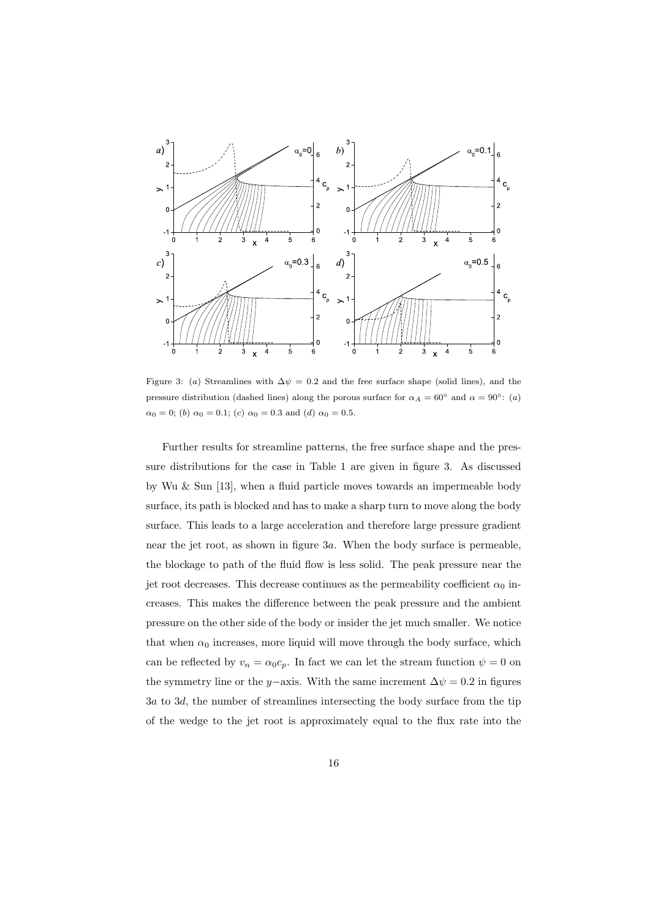Figure 3: (*a*) Streamlines with $\Delta\psi = 0.2$ and the free surface shape (solid lines), and the pressure distribution (dashed lines) along the porous surface for $\alpha_A = 60^\circ$ and $\alpha = 90^\circ$: (*a*) $\alpha_0 = 0$; (*b*) $\alpha_0 = 0.1$; (*c*) $\alpha_0 = 0.3$ and (*d*) $\alpha_0 = 0.5$.

Further results for streamline patterns, the free surface shape and the pressure distributions for the case in Table 1 are given in figure 3. As discussed by Wu & Sun [13], when a fluid particle moves towards an impermeable body surface, its path is blocked and has to make a sharp turn to move along the body surface. This leads to a large acceleration and therefore large pressure gradient near the jet root, as shown in figure 3*a*. When the body surface is permeable, the blockage to path of the fluid flow is less solid. The peak pressure near the jet root decreases. This decrease continues as the permeability coefficient $\alpha_0$ increases. This makes the difference between the peak pressure and the ambient pressure on the other side of the body or insider the jet much smaller. We notice that when $\alpha_0$ increases, more liquid will move through the body surface, which can be reflected by $v_n = \alpha_0 c_p$. In fact we can let the stream function $\psi = 0$ on the symmetry line or the $y-$axis. With the same increment $\Delta\psi = 0.2$ in figures 3*a* to 3*d*, the number of streamlines intersecting the body surface from the tip of the wedge to the jet root is approximately equal to the flux rate into the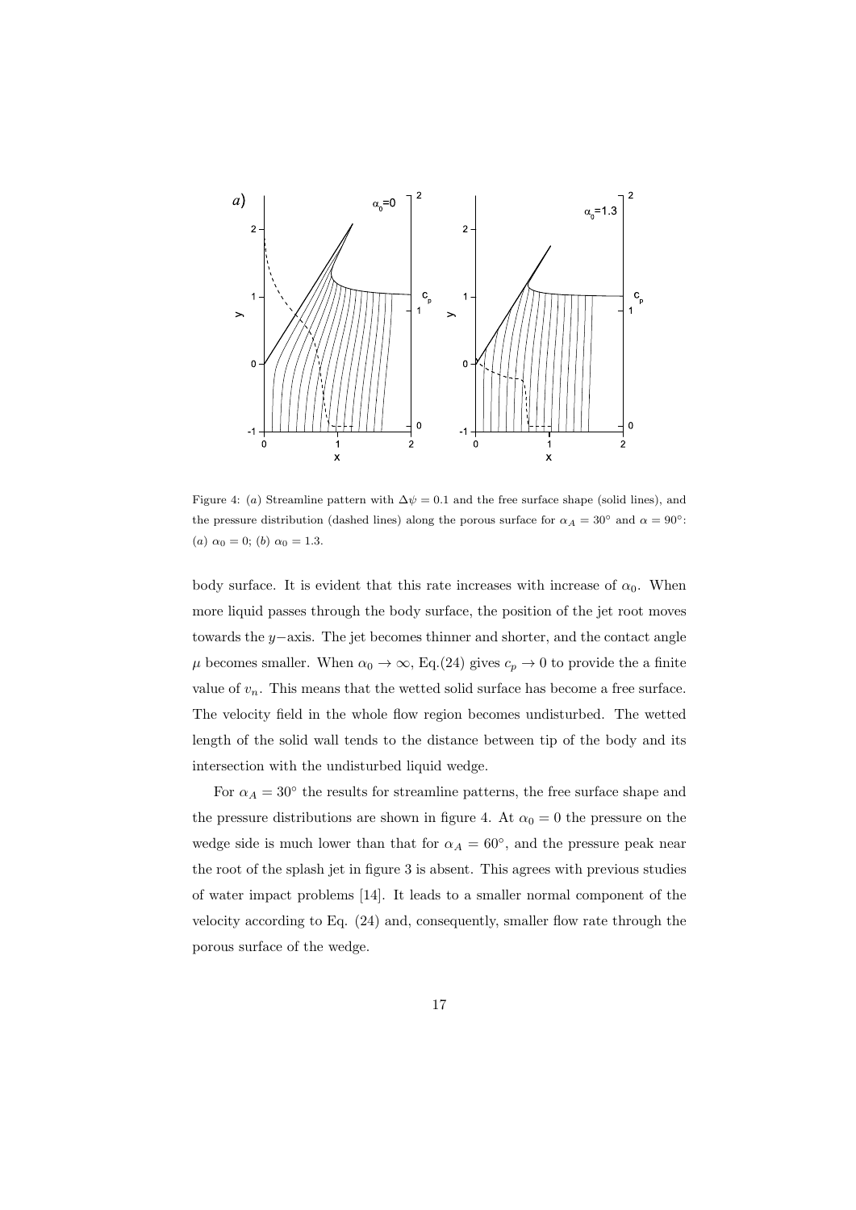Figure 4: (a) Streamline pattern with $\Delta\psi = 0.1$ and the free surface shape (solid lines), and the pressure distribution (dashed lines) along the porous surface for $\alpha_A = 30^\circ$ and $\alpha = 90^\circ$: (a) $\alpha_0 = 0$; (b) $\alpha_0 = 1.3$.

body surface. It is evident that this rate increases with increase of $\alpha_0$. When more liquid passes through the body surface, the position of the jet root moves towards the $y-$axis. The jet becomes thinner and shorter, and the contact angle $\mu$ becomes smaller. When $\alpha_0 \to \infty$, Eq.(24) gives $c_p \to 0$ to provide the a finite value of $v_n$. This means that the wetted solid surface has become a free surface. The velocity field in the whole flow region becomes undisturbed. The wetted length of the solid wall tends to the distance between tip of the body and its intersection with the undisturbed liquid wedge.

For $\alpha_A = 30^\circ$ the results for streamline patterns, the free surface shape and the pressure distributions are shown in figure 4. At $\alpha_0 = 0$ the pressure on the wedge side is much lower than that for $\alpha_A = 60^\circ$, and the pressure peak near the root of the splash jet in figure 3 is absent. This agrees with previous studies of water impact problems [14]. It leads to a smaller normal component of the velocity according to Eq. (24) and, consequently, smaller flow rate through the porous surface of the wedge.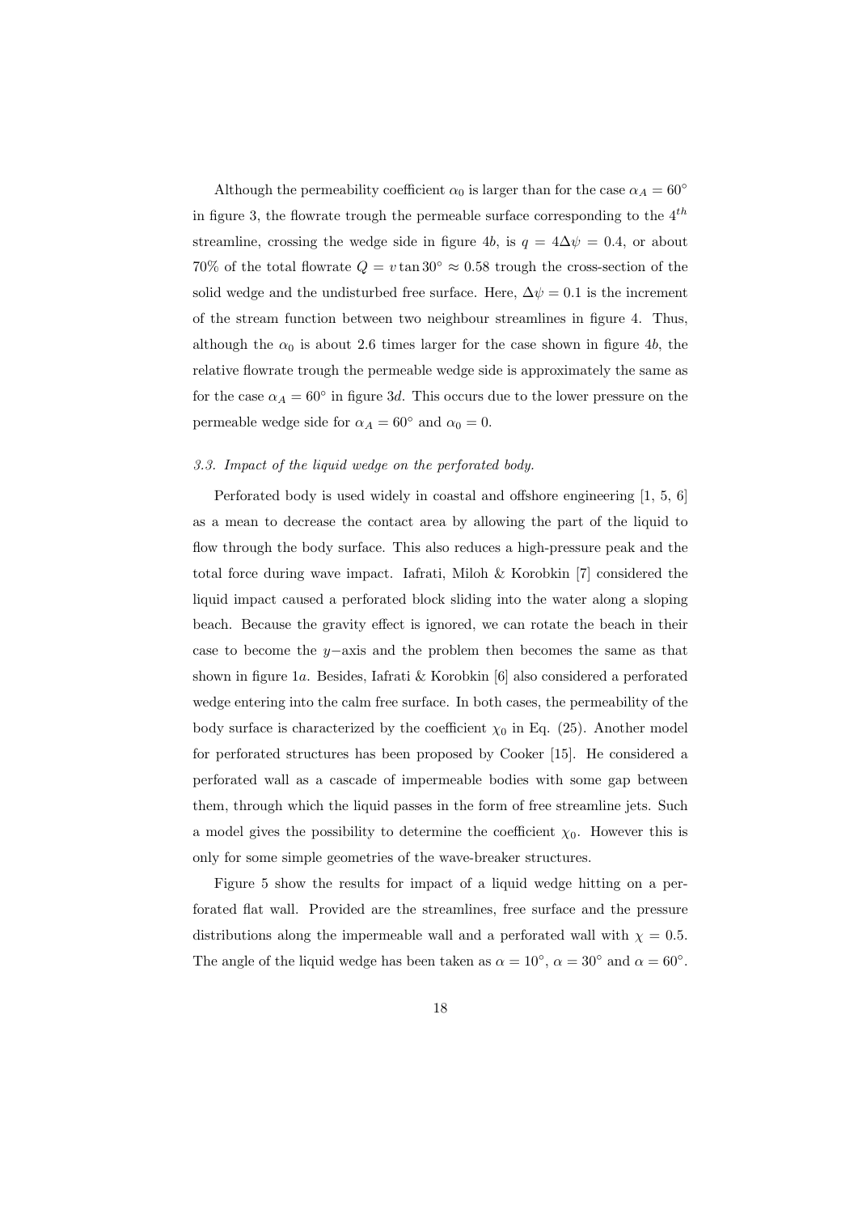Although the permeability coefficient $\alpha_0$ is larger than for the case $\alpha_A = 60^\circ$ in figure 3, the flowrate trough the permeable surface corresponding to the $4^{th}$ streamline, crossing the wedge side in figure 4*b*, is $q = 4\Delta\psi = 0.4$, or about 70% of the total flowrate $Q = v \tan 30^\circ \approx 0.58$ trough the cross-section of the solid wedge and the undisturbed free surface. Here, $\Delta\psi = 0.1$ is the increment of the stream function between two neighbour streamlines in figure 4. Thus, although the $\alpha_0$ is about 2.6 times larger for the case shown in figure 4*b*, the relative flowrate trough the permeable wedge side is approximately the same as for the case $\alpha_A = 60^\circ$ in figure 3*d*. This occurs due to the lower pressure on the permeable wedge side for $\alpha_A = 60^\circ$ and $\alpha_0 = 0$.

### *3.3. Impact of the liquid wedge on the perforated body.*

Perforated body is used widely in coastal and offshore engineering [1, 5, 6] as a mean to decrease the contact area by allowing the part of the liquid to flow through the body surface. This also reduces a high-pressure peak and the total force during wave impact. Iafrati, Miloh & Korobkin [7] considered the liquid impact caused a perforated block sliding into the water along a sloping beach. Because the gravity effect is ignored, we can rotate the beach in their case to become the $y-$axis and the problem then becomes the same as that shown in figure 1*a*. Besides, Iafrati & Korobkin [6] also considered a perforated wedge entering into the calm free surface. In both cases, the permeability of the body surface is characterized by the coefficient $\chi_0$ in Eq. (25). Another model for perforated structures has been proposed by Cooker [15]. He considered a perforated wall as a cascade of impermeable bodies with some gap between them, through which the liquid passes in the form of free streamline jets. Such a model gives the possibility to determine the coefficient $\chi_0$. However this is only for some simple geometries of the wave-breaker structures.

Figure 5 show the results for impact of a liquid wedge hitting on a perforated flat wall. Provided are the streamlines, free surface and the pressure distributions along the impermeable wall and a perforated wall with $\chi = 0.5$. The angle of the liquid wedge has been taken as $\alpha = 10^\circ$, $\alpha = 30^\circ$ and $\alpha = 60^\circ$.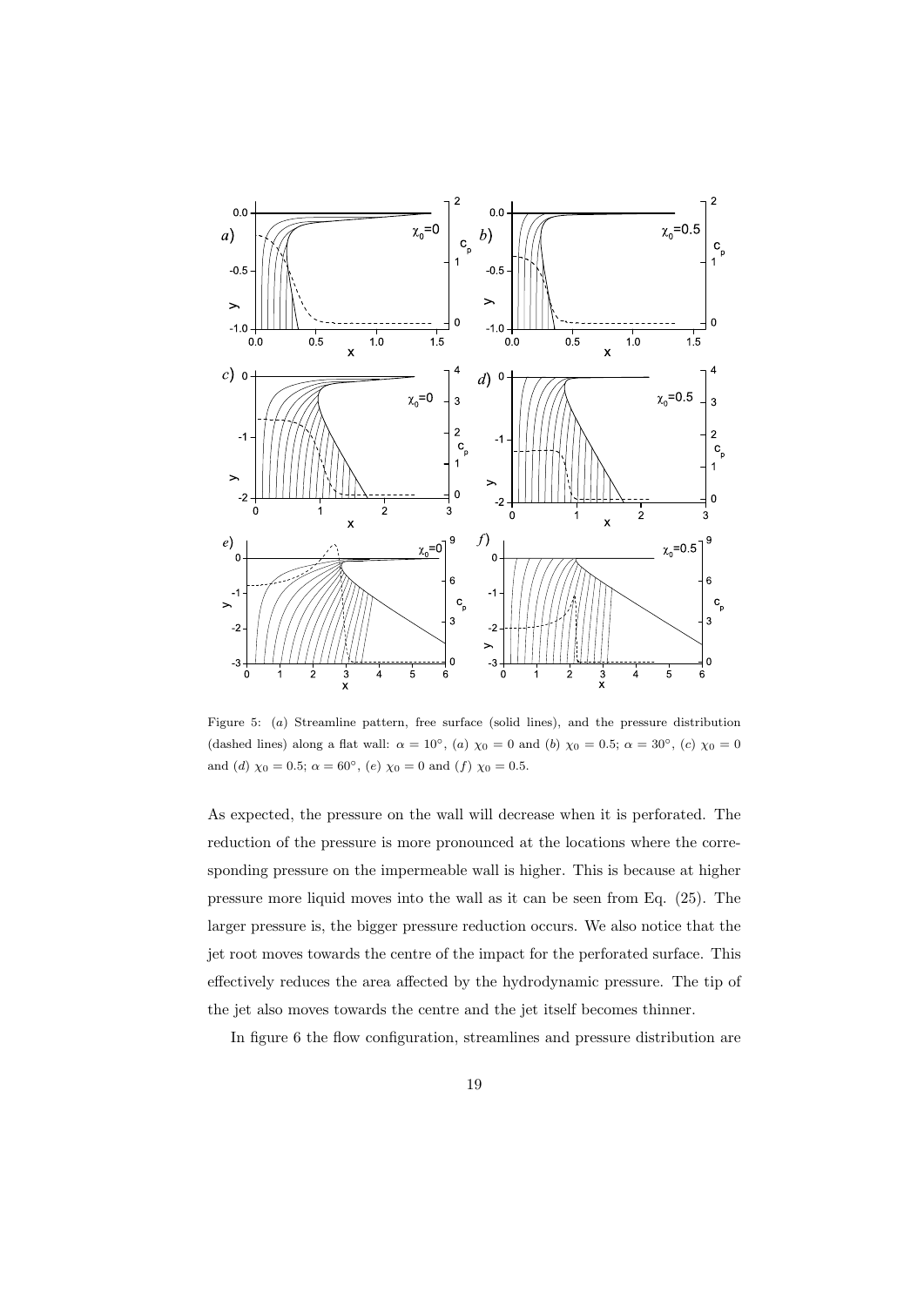Figure 5: (*a*) Streamline pattern, free surface (solid lines), and the pressure distribution (dashed lines) along a flat wall: $\alpha = 10^\circ$, (*a*) $\chi_0 = 0$ and (*b*) $\chi_0 = 0.5$; $\alpha = 30^\circ$, (*c*) $\chi_0 = 0$ and (*d*) $\chi_0 = 0.5$; $\alpha = 60^\circ$, (*e*) $\chi_0 = 0$ and (*f*) $\chi_0 = 0.5$.

As expected, the pressure on the wall will decrease when it is perforated. The reduction of the pressure is more pronounced at the locations where the corresponding pressure on the impermeable wall is higher. This is because at higher pressure more liquid moves into the wall as it can be seen from Eq. (25). The larger pressure is, the bigger pressure reduction occurs. We also notice that the jet root moves towards the centre of the impact for the perforated surface. This effectively reduces the area affected by the hydrodynamic pressure. The tip of the jet also moves towards the centre and the jet itself becomes thinner.

In figure 6 the flow configuration, streamlines and pressure distribution are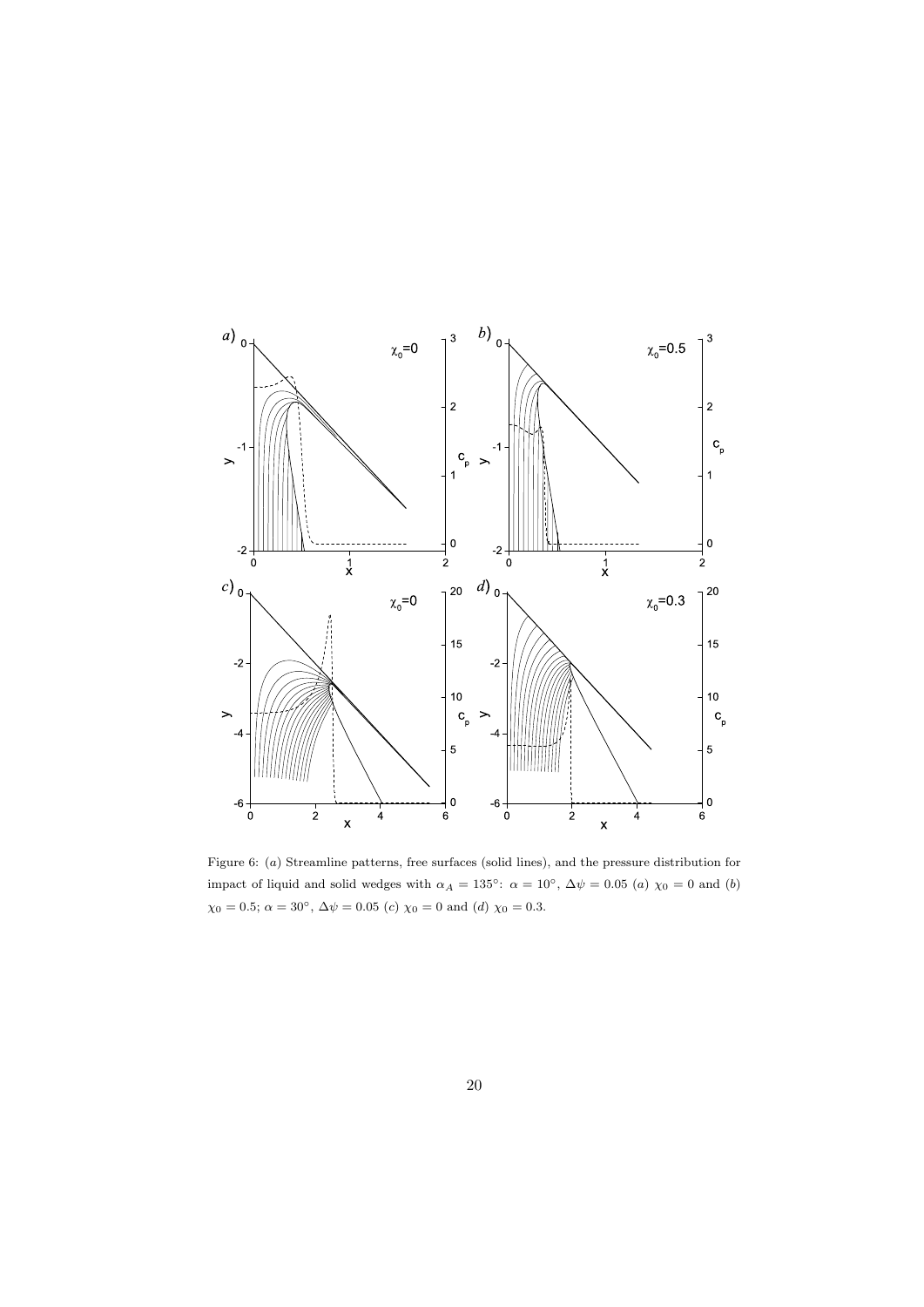Figure 6: ($a$) Streamline patterns, free surfaces (solid lines), and the pressure distribution for impact of liquid and solid wedges with $\alpha_A = 135°$: $\alpha = 10°$, $\Delta\psi = 0.05$ ($a$) $\chi_0 = 0$ and ($b$) $\chi_0 = 0.5$; $\alpha = 30°$, $\Delta\psi = 0.05$ ($c$) $\chi_0 = 0$ and ($d$) $\chi_0 = 0.3$.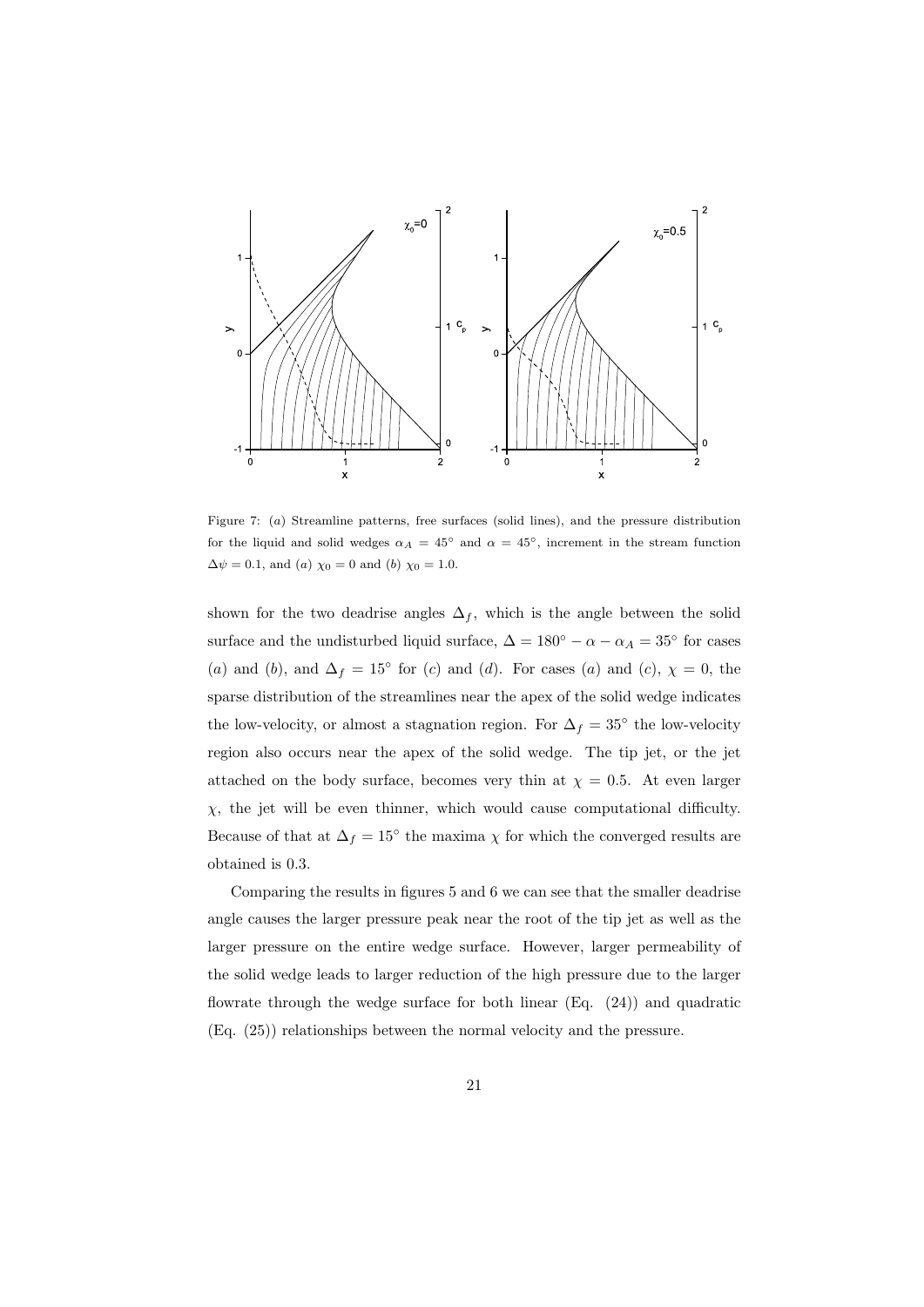Figure 7: (*a*) Streamline patterns, free surfaces (solid lines), and the pressure distribution for the liquid and solid wedges $\alpha_A = 45^\circ$ and $\alpha = 45^\circ$, increment in the stream function $\Delta\psi = 0.1$, and (*a*) $\chi_0 = 0$ and (*b*) $\chi_0 = 1.0$.

shown for the two deadrise angles $\Delta_f$, which is the angle between the solid surface and the undisturbed liquid surface, $\Delta = 180^\circ - \alpha - \alpha_A = 35^\circ$ for cases (*a*) and (*b*), and $\Delta_f = 15^\circ$ for (*c*) and (*d*). For cases (*a*) and (*c*), $\chi = 0$, the sparse distribution of the streamlines near the apex of the solid wedge indicates the low-velocity, or almost a stagnation region. For $\Delta_f = 35^\circ$ the low-velocity region also occurs near the apex of the solid wedge. The tip jet, or the jet attached on the body surface, becomes very thin at $\chi = 0.5$. At even larger $\chi$, the jet will be even thinner, which would cause computational difficulty. Because of that at $\Delta_f = 15^\circ$ the maxima $\chi$ for which the converged results are obtained is 0.3.

Comparing the results in figures 5 and 6 we can see that the smaller deadrise angle causes the larger pressure peak near the root of the tip jet as well as the larger pressure on the entire wedge surface. However, larger permeability of the solid wedge leads to larger reduction of the high pressure due to the larger flowrate through the wedge surface for both linear (Eq. (24)) and quadratic (Eq. (25)) relationships between the normal velocity and the pressure.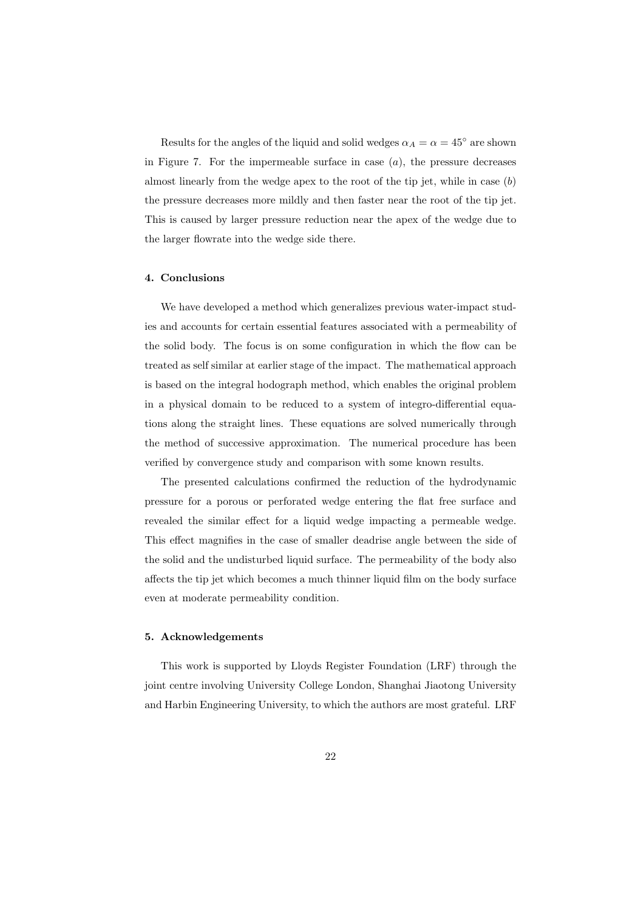Results for the angles of the liquid and solid wedges $\alpha_A = \alpha = 45^\circ$ are shown in Figure 7. For the impermeable surface in case $(a)$, the pressure decreases almost linearly from the wedge apex to the root of the tip jet, while in case $(b)$ the pressure decreases more mildly and then faster near the root of the tip jet. This is caused by larger pressure reduction near the apex of the wedge due to the larger flowrate into the wedge side there.

## 4. Conclusions

We have developed a method which generalizes previous water-impact studies and accounts for certain essential features associated with a permeability of the solid body. The focus is on some configuration in which the flow can be treated as self similar at earlier stage of the impact. The mathematical approach is based on the integral hodograph method, which enables the original problem in a physical domain to be reduced to a system of integro-differential equations along the straight lines. These equations are solved numerically through the method of successive approximation. The numerical procedure has been verified by convergence study and comparison with some known results.

The presented calculations confirmed the reduction of the hydrodynamic pressure for a porous or perforated wedge entering the flat free surface and revealed the similar effect for a liquid wedge impacting a permeable wedge. This effect magnifies in the case of smaller deadrise angle between the side of the solid and the undisturbed liquid surface. The permeability of the body also affects the tip jet which becomes a much thinner liquid film on the body surface even at moderate permeability condition.

## 5. Acknowledgements

This work is supported by Lloyds Register Foundation (LRF) through the joint centre involving University College London, Shanghai Jiaotong University and Harbin Engineering University, to which the authors are most grateful. LRF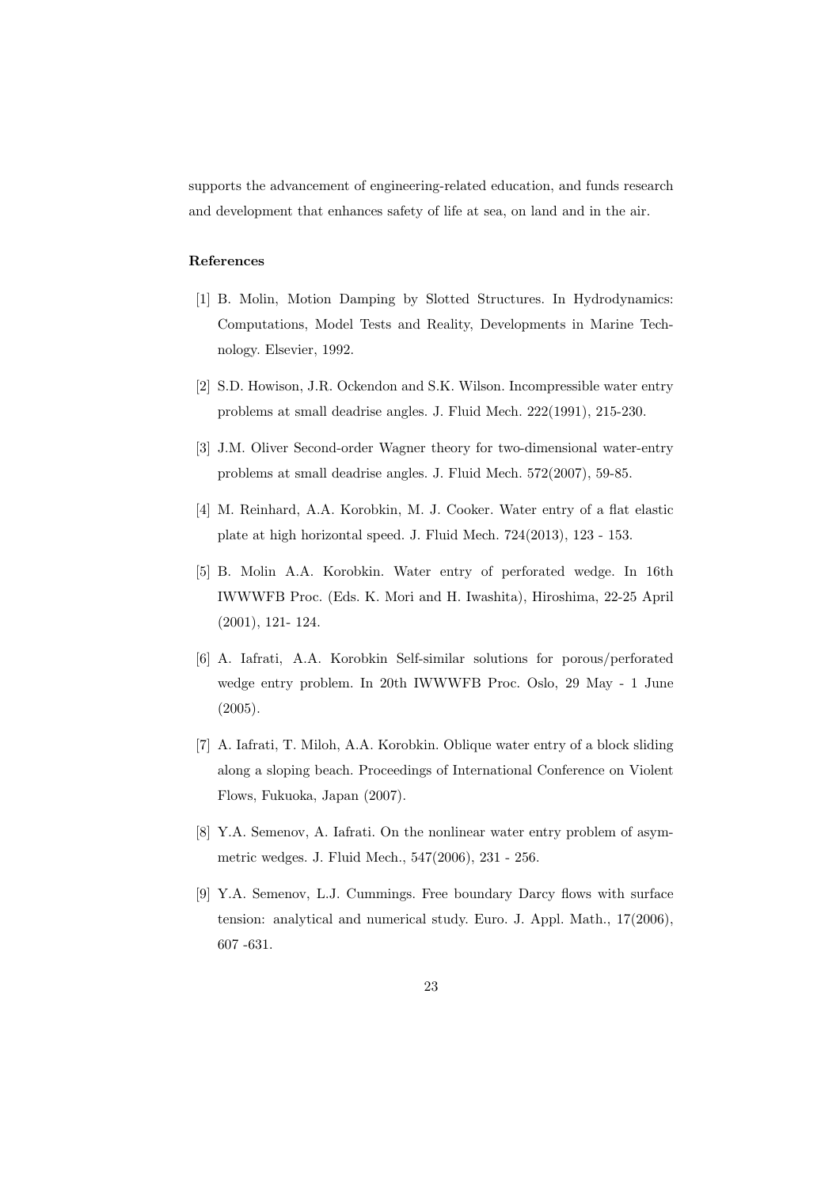supports the advancement of engineering-related education, and funds research and development that enhances safety of life at sea, on land and in the air.

## References

[1] B. Molin, Motion Damping by Slotted Structures. In Hydrodynamics: Computations, Model Tests and Reality, Developments in Marine Technology. Elsevier, 1992.

[2] S.D. Howison, J.R. Ockendon and S.K. Wilson. Incompressible water entry problems at small deadrise angles. J. Fluid Mech. 222(1991), 215-230.

[3] J.M. Oliver Second-order Wagner theory for two-dimensional water-entry problems at small deadrise angles. J. Fluid Mech. 572(2007), 59-85.

[4] M. Reinhard, A.A. Korobkin, M. J. Cooker. Water entry of a flat elastic plate at high horizontal speed. J. Fluid Mech. 724(2013), 123 - 153.

[5] B. Molin A.A. Korobkin. Water entry of perforated wedge. In 16th IWWWFB Proc. (Eds. K. Mori and H. Iwashita), Hiroshima, 22-25 April (2001), 121- 124.

[6] A. Iafrati, A.A. Korobkin Self-similar solutions for porous/perforated wedge entry problem. In 20th IWWWFB Proc. Oslo, 29 May - 1 June (2005).

[7] A. Iafrati, T. Miloh, A.A. Korobkin. Oblique water entry of a block sliding along a sloping beach. Proceedings of International Conference on Violent Flows, Fukuoka, Japan (2007).

[8] Y.A. Semenov, A. Iafrati. On the nonlinear water entry problem of asymmetric wedges. J. Fluid Mech., 547(2006), 231 - 256.

[9] Y.A. Semenov, L.J. Cummings. Free boundary Darcy flows with surface tension: analytical and numerical study. Euro. J. Appl. Math., 17(2006), 607 -631.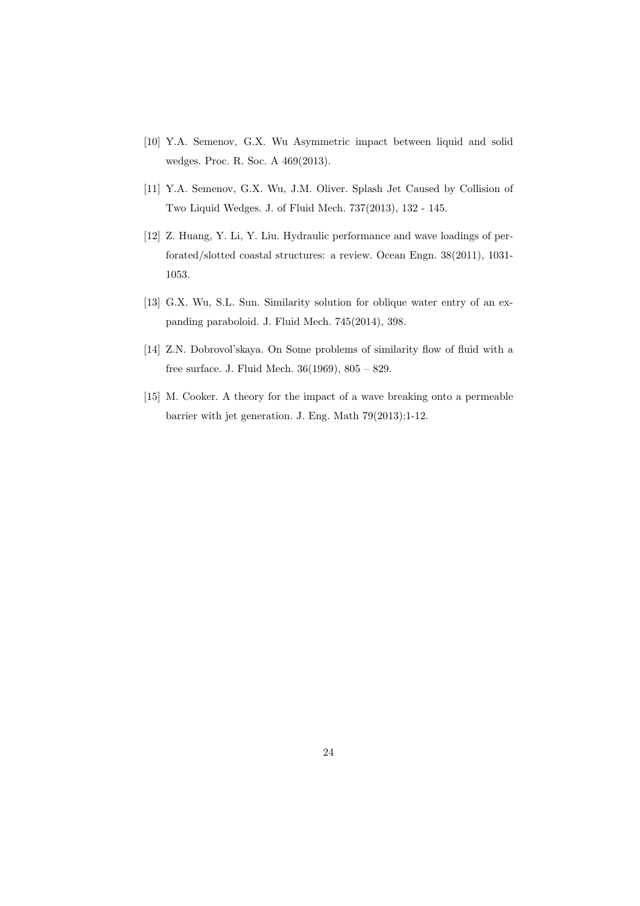[10] Y.A. Semenov, G.X. Wu Asymmetric impact between liquid and solid wedges. Proc. R. Soc. A 469(2013).

[11] Y.A. Semenov, G.X. Wu, J.M. Oliver. Splash Jet Caused by Collision of Two Liquid Wedges. J. of Fluid Mech. 737(2013), 132 - 145.

[12] Z. Huang, Y. Li, Y. Liu. Hydraulic performance and wave loadings of perforated/slotted coastal structures: a review. Ocean Engn. 38(2011), 1031-1053.

[13] G.X. Wu, S.L. Sun. Similarity solution for oblique water entry of an expanding paraboloid. J. Fluid Mech. 745(2014), 398.

[14] Z.N. Dobrovol'skaya. On Some problems of similarity flow of fluid with a free surface. J. Fluid Mech. 36(1969), 805 – 829.

[15] M. Cooker. A theory for the impact of a wave breaking onto a permeable barrier with jet generation. J. Eng. Math 79(2013):1-12.